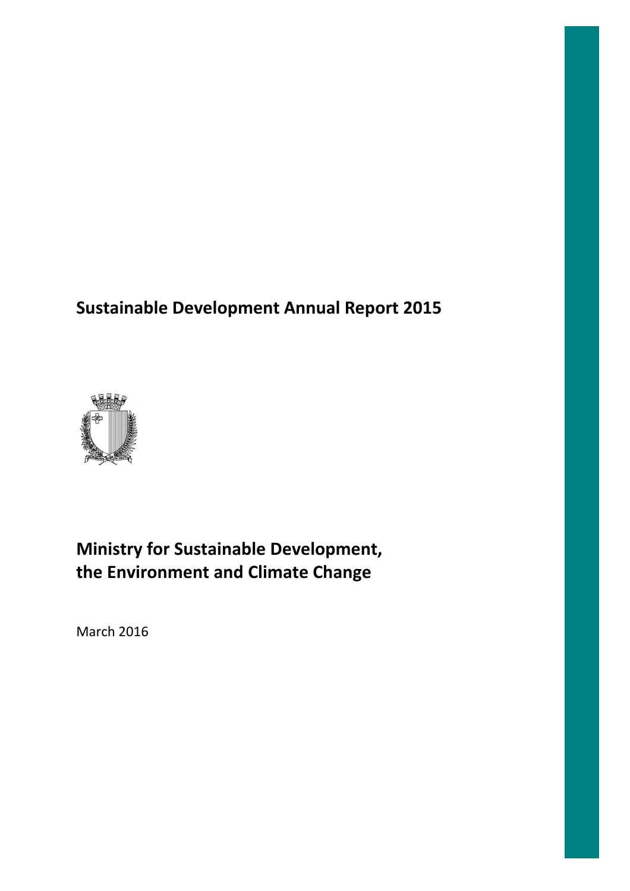# Sustainable Development Annual Report 2015

## Ministry for Sustainable Development, the Environment and Climate Change

March 2016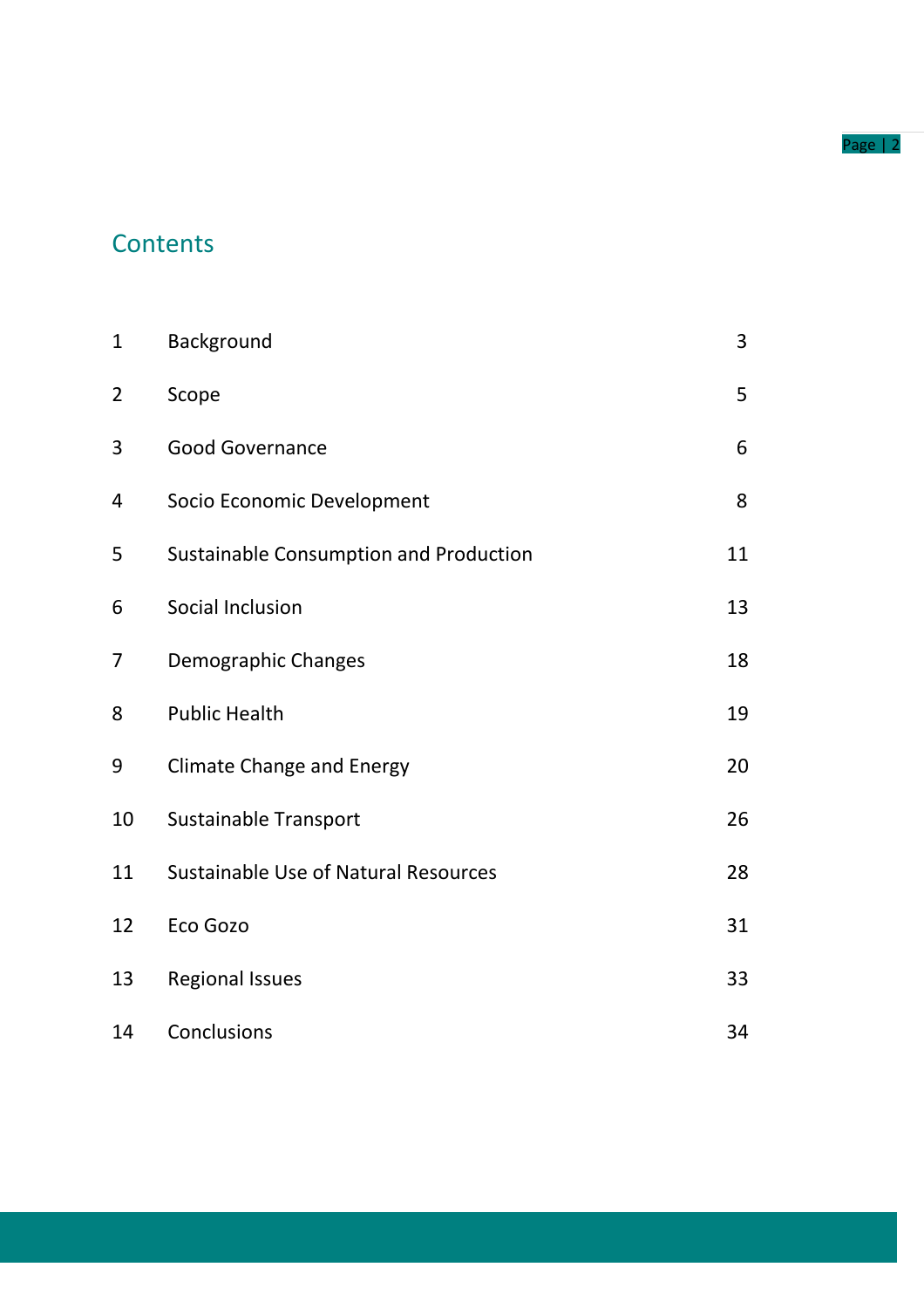# Contents

| | | |
|---|---|---|
| 1 | Background | 3 |
| 2 | Scope | 5 |
| 3 | Good Governance | 6 |
| 4 | Socio Economic Development | 8 |
| 5 | Sustainable Consumption and Production | 11 |
| 6 | Social Inclusion | 13 |
| 7 | Demographic Changes | 18 |
| 8 | Public Health | 19 |
| 9 | Climate Change and Energy | 20 |
| 10 | Sustainable Transport | 26 |
| 11 | Sustainable Use of Natural Resources | 28 |
| 12 | Eco Gozo | 31 |
| 13 | Regional Issues | 33 |
| 14 | Conclusions | 34 |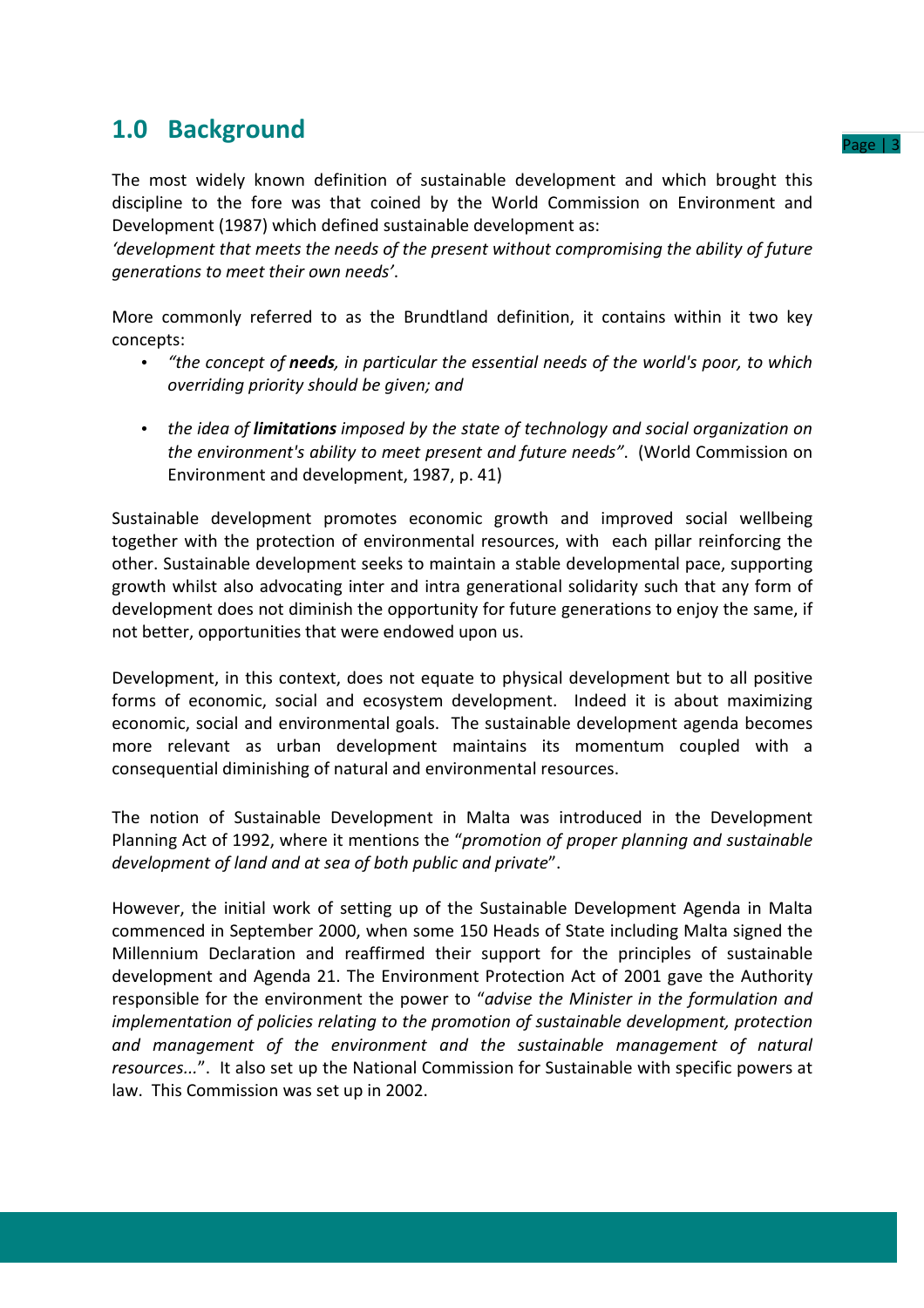## 1.0 Background

The most widely known definition of sustainable development and which brought this discipline to the fore was that coined by the World Commission on Environment and Development (1987) which defined sustainable development as:
*'development that meets the needs of the present without compromising the ability of future generations to meet their own needs'*.

More commonly referred to as the Brundtland definition, it contains within it two key concepts:

- *"the concept of **needs**, in particular the essential needs of the world's poor, to which overriding priority should be given; and*

- *the idea of **limitations** imposed by the state of technology and social organization on the environment's ability to meet present and future needs"*. (World Commission on Environment and development, 1987, p. 41)

Sustainable development promotes economic growth and improved social wellbeing together with the protection of environmental resources, with each pillar reinforcing the other. Sustainable development seeks to maintain a stable developmental pace, supporting growth whilst also advocating inter and intra generational solidarity such that any form of development does not diminish the opportunity for future generations to enjoy the same, if not better, opportunities that were endowed upon us.

Development, in this context, does not equate to physical development but to all positive forms of economic, social and ecosystem development. Indeed it is about maximizing economic, social and environmental goals. The sustainable development agenda becomes more relevant as urban development maintains its momentum coupled with a consequential diminishing of natural and environmental resources.

The notion of Sustainable Development in Malta was introduced in the Development Planning Act of 1992, where it mentions the "*promotion of proper planning and sustainable development of land and at sea of both public and private*".

However, the initial work of setting up of the Sustainable Development Agenda in Malta commenced in September 2000, when some 150 Heads of State including Malta signed the Millennium Declaration and reaffirmed their support for the principles of sustainable development and Agenda 21. The Environment Protection Act of 2001 gave the Authority responsible for the environment the power to "*advise the Minister in the formulation and implementation of policies relating to the promotion of sustainable development, protection and management of the environment and the sustainable management of natural resources...*". It also set up the National Commission for Sustainable with specific powers at law. This Commission was set up in 2002.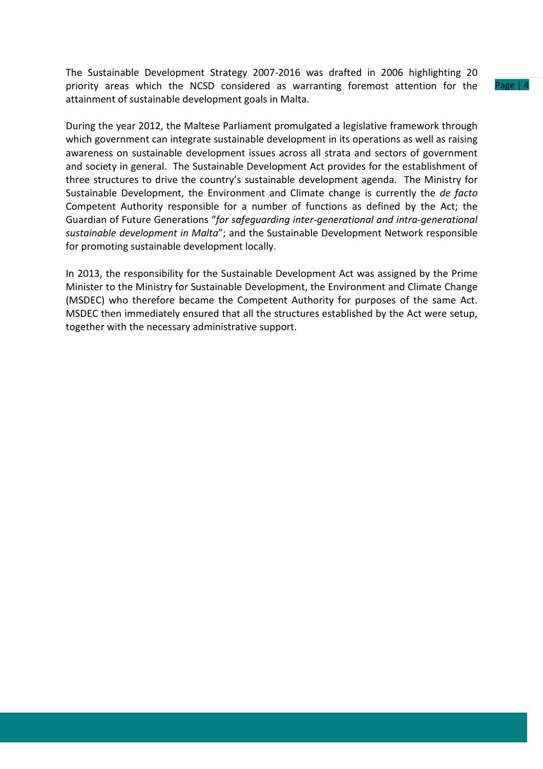The Sustainable Development Strategy 2007-2016 was drafted in 2006 highlighting 20 priority areas which the NCSD considered as warranting foremost attention for the attainment of sustainable development goals in Malta.

During the year 2012, the Maltese Parliament promulgated a legislative framework through which government can integrate sustainable development in its operations as well as raising awareness on sustainable development issues across all strata and sectors of government and society in general. The Sustainable Development Act provides for the establishment of three structures to drive the country's sustainable development agenda. The Ministry for Sustainable Development, the Environment and Climate change is currently the *de facto* Competent Authority responsible for a number of functions as defined by the Act; the Guardian of Future Generations "*for safeguarding inter-generational and intra-generational sustainable development in Malta*"; and the Sustainable Development Network responsible for promoting sustainable development locally.

In 2013, the responsibility for the Sustainable Development Act was assigned by the Prime Minister to the Ministry for Sustainable Development, the Environment and Climate Change (MSDEC) who therefore became the Competent Authority for purposes of the same Act. MSDEC then immediately ensured that all the structures established by the Act were setup, together with the necessary administrative support.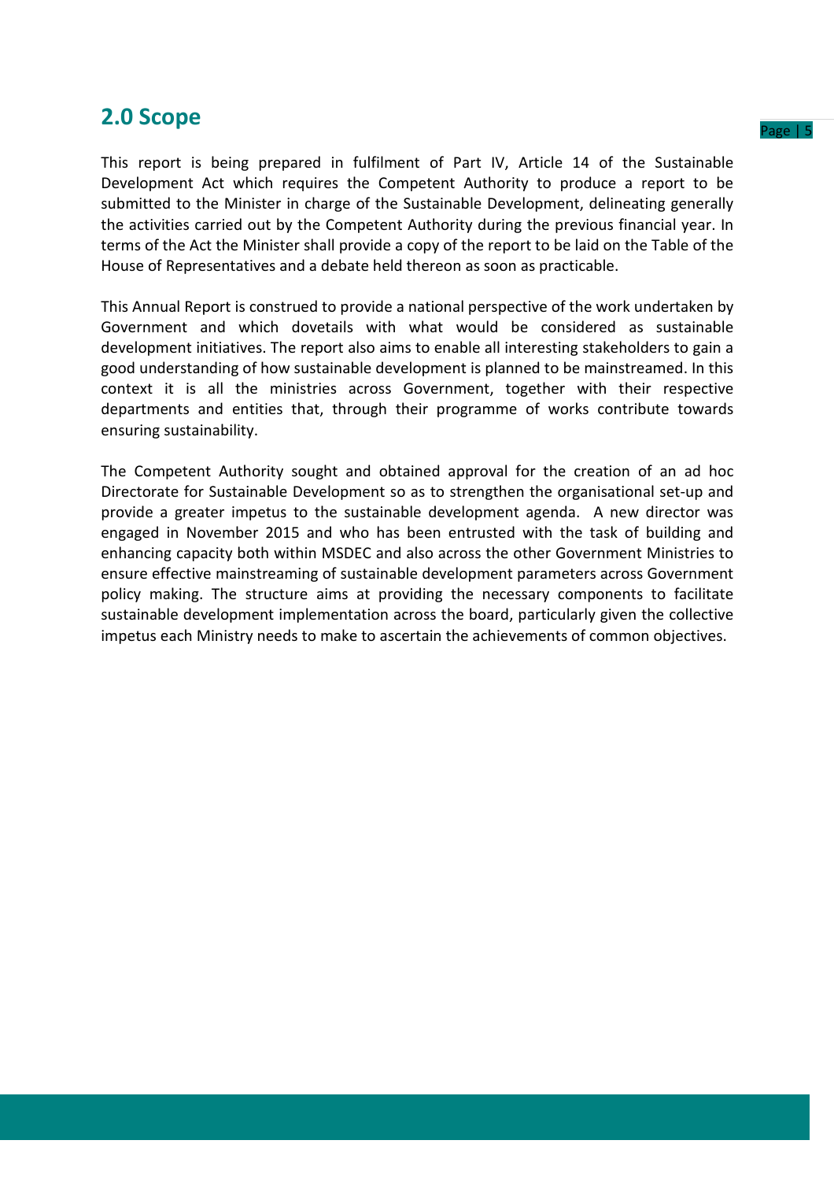## 2.0 Scope

This report is being prepared in fulfilment of Part IV, Article 14 of the Sustainable Development Act which requires the Competent Authority to produce a report to be submitted to the Minister in charge of the Sustainable Development, delineating generally the activities carried out by the Competent Authority during the previous financial year. In terms of the Act the Minister shall provide a copy of the report to be laid on the Table of the House of Representatives and a debate held thereon as soon as practicable.

This Annual Report is construed to provide a national perspective of the work undertaken by Government and which dovetails with what would be considered as sustainable development initiatives. The report also aims to enable all interesting stakeholders to gain a good understanding of how sustainable development is planned to be mainstreamed. In this context it is all the ministries across Government, together with their respective departments and entities that, through their programme of works contribute towards ensuring sustainability.

The Competent Authority sought and obtained approval for the creation of an ad hoc Directorate for Sustainable Development so as to strengthen the organisational set-up and provide a greater impetus to the sustainable development agenda. A new director was engaged in November 2015 and who has been entrusted with the task of building and enhancing capacity both within MSDEC and also across the other Government Ministries to ensure effective mainstreaming of sustainable development parameters across Government policy making. The structure aims at providing the necessary components to facilitate sustainable development implementation across the board, particularly given the collective impetus each Ministry needs to make to ascertain the achievements of common objectives.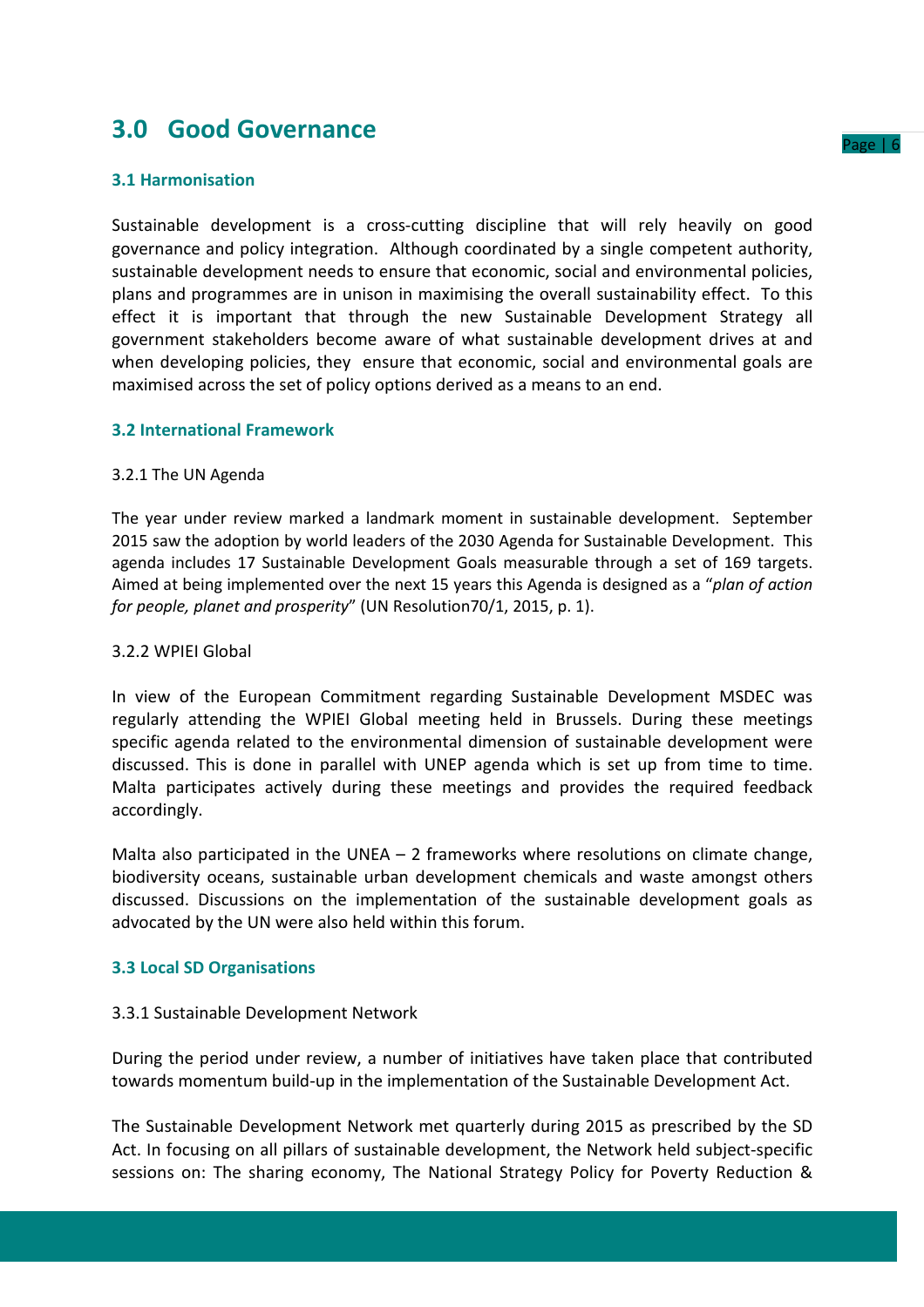# 3.0 Good Governance

## 3.1 Harmonisation

Sustainable development is a cross-cutting discipline that will rely heavily on good governance and policy integration. Although coordinated by a single competent authority, sustainable development needs to ensure that economic, social and environmental policies, plans and programmes are in unison in maximising the overall sustainability effect. To this effect it is important that through the new Sustainable Development Strategy all government stakeholders become aware of what sustainable development drives at and when developing policies, they ensure that economic, social and environmental goals are maximised across the set of policy options derived as a means to an end.

## 3.2 International Framework

### 3.2.1 The UN Agenda

The year under review marked a landmark moment in sustainable development. September 2015 saw the adoption by world leaders of the 2030 Agenda for Sustainable Development. This agenda includes 17 Sustainable Development Goals measurable through a set of 169 targets. Aimed at being implemented over the next 15 years this Agenda is designed as a "*plan of action for people, planet and prosperity*" (UN Resolution70/1, 2015, p. 1).

### 3.2.2 WPIEI Global

In view of the European Commitment regarding Sustainable Development MSDEC was regularly attending the WPIEI Global meeting held in Brussels. During these meetings specific agenda related to the environmental dimension of sustainable development were discussed. This is done in parallel with UNEP agenda which is set up from time to time. Malta participates actively during these meetings and provides the required feedback accordingly.

Malta also participated in the UNEA – 2 frameworks where resolutions on climate change, biodiversity oceans, sustainable urban development chemicals and waste amongst others discussed. Discussions on the implementation of the sustainable development goals as advocated by the UN were also held within this forum.

## 3.3 Local SD Organisations

### 3.3.1 Sustainable Development Network

During the period under review, a number of initiatives have taken place that contributed towards momentum build-up in the implementation of the Sustainable Development Act.

The Sustainable Development Network met quarterly during 2015 as prescribed by the SD Act. In focusing on all pillars of sustainable development, the Network held subject-specific sessions on: The sharing economy, The National Strategy Policy for Poverty Reduction &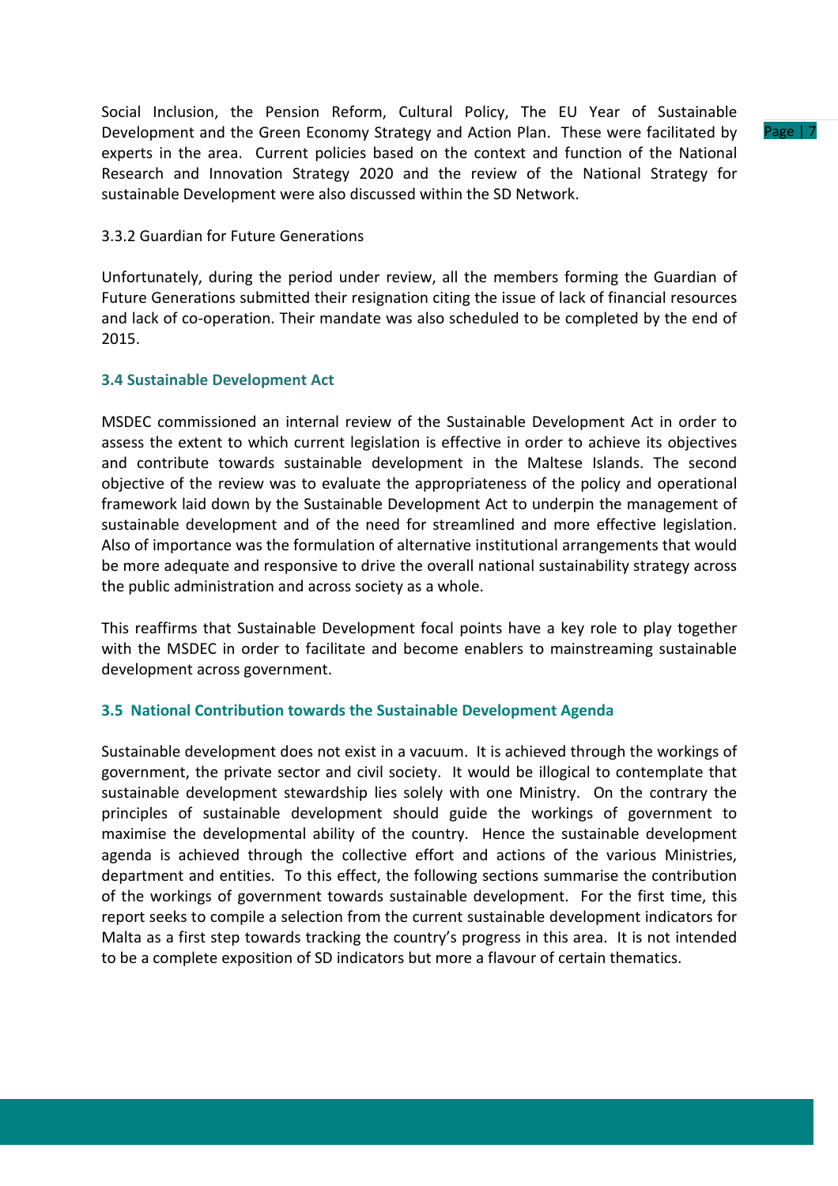Social Inclusion, the Pension Reform, Cultural Policy, The EU Year of Sustainable Development and the Green Economy Strategy and Action Plan. These were facilitated by experts in the area. Current policies based on the context and function of the National Research and Innovation Strategy 2020 and the review of the National Strategy for sustainable Development were also discussed within the SD Network.

#### 3.3.2 Guardian for Future Generations

Unfortunately, during the period under review, all the members forming the Guardian of Future Generations submitted their resignation citing the issue of lack of financial resources and lack of co-operation. Their mandate was also scheduled to be completed by the end of 2015.

### 3.4 Sustainable Development Act

MSDEC commissioned an internal review of the Sustainable Development Act in order to assess the extent to which current legislation is effective in order to achieve its objectives and contribute towards sustainable development in the Maltese Islands. The second objective of the review was to evaluate the appropriateness of the policy and operational framework laid down by the Sustainable Development Act to underpin the management of sustainable development and of the need for streamlined and more effective legislation. Also of importance was the formulation of alternative institutional arrangements that would be more adequate and responsive to drive the overall national sustainability strategy across the public administration and across society as a whole.

This reaffirms that Sustainable Development focal points have a key role to play together with the MSDEC in order to facilitate and become enablers to mainstreaming sustainable development across government.

### 3.5 National Contribution towards the Sustainable Development Agenda

Sustainable development does not exist in a vacuum. It is achieved through the workings of government, the private sector and civil society. It would be illogical to contemplate that sustainable development stewardship lies solely with one Ministry. On the contrary the principles of sustainable development should guide the workings of government to maximise the developmental ability of the country. Hence the sustainable development agenda is achieved through the collective effort and actions of the various Ministries, department and entities. To this effect, the following sections summarise the contribution of the workings of government towards sustainable development. For the first time, this report seeks to compile a selection from the current sustainable development indicators for Malta as a first step towards tracking the country's progress in this area. It is not intended to be a complete exposition of SD indicators but more a flavour of certain thematics.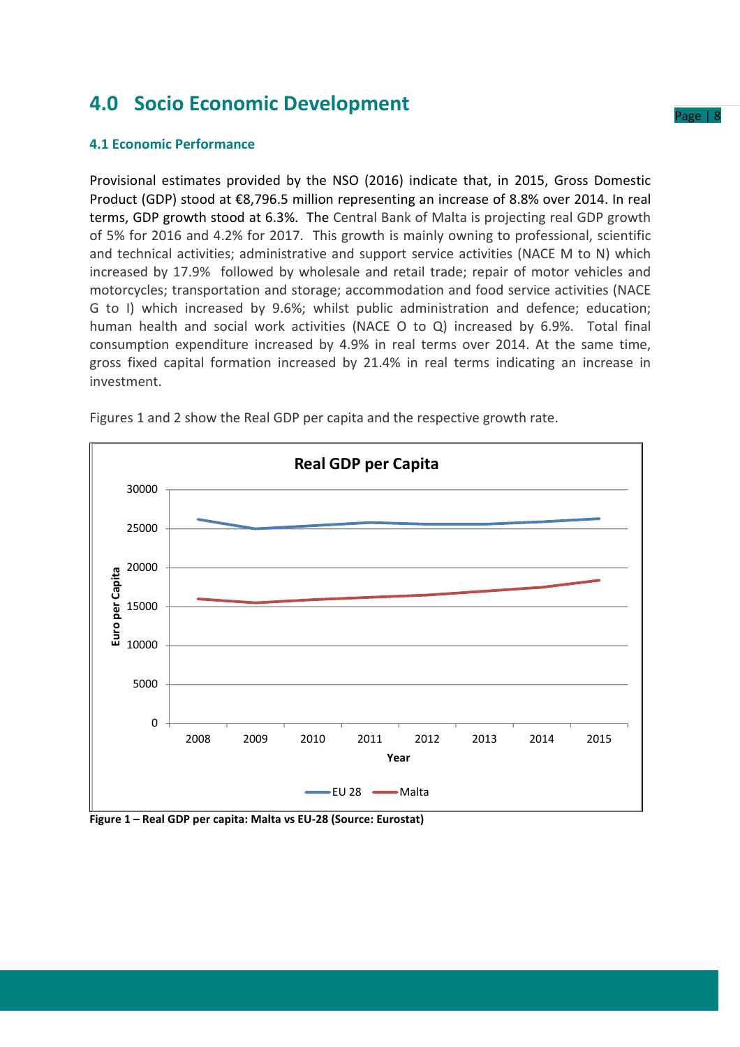# 4.0 Socio Economic Development

### 4.1 Economic Performance

Provisional estimates provided by the NSO (2016) indicate that, in 2015, Gross Domestic Product (GDP) stood at €8,796.5 million representing an increase of 8.8% over 2014. In real terms, GDP growth stood at 6.3%. The Central Bank of Malta is projecting real GDP growth of 5% for 2016 and 4.2% for 2017. This growth is mainly owning to professional, scientific and technical activities; administrative and support service activities (NACE M to N) which increased by 17.9% followed by wholesale and retail trade; repair of motor vehicles and motorcycles; transportation and storage; accommodation and food service activities (NACE G to I) which increased by 9.6%; whilst public administration and defence; education; human health and social work activities (NACE O to Q) increased by 6.9%. Total final consumption expenditure increased by 4.9% in real terms over 2014. At the same time, gross fixed capital formation increased by 21.4% in real terms indicating an increase in investment.

Figures 1 and 2 show the Real GDP per capita and the respective growth rate.

**Figure 1 – Real GDP per capita: Malta vs EU-28 (Source: Eurostat)**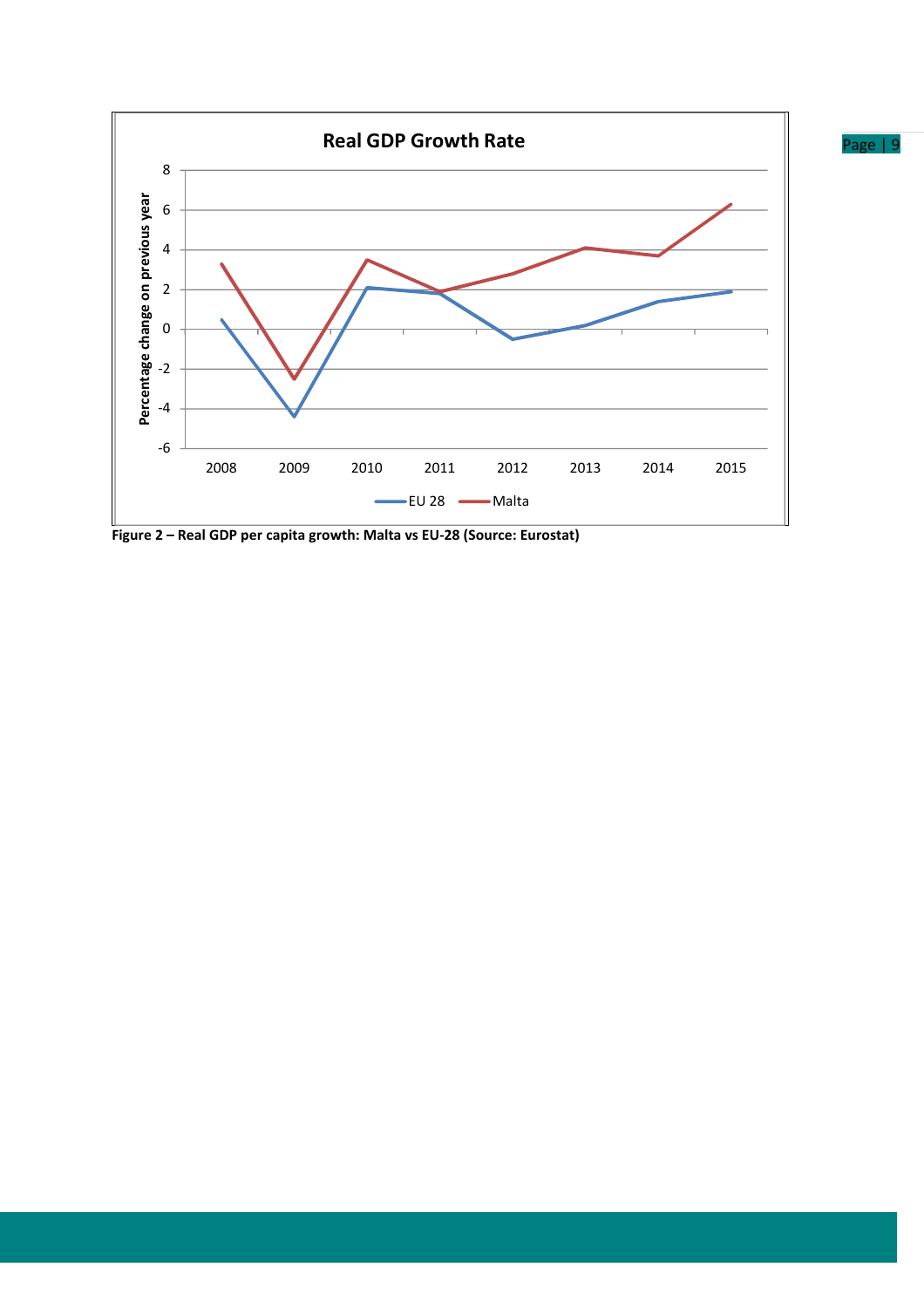Figure 2 – Real GDP per capita growth: Malta vs EU-28 (Source: Eurostat)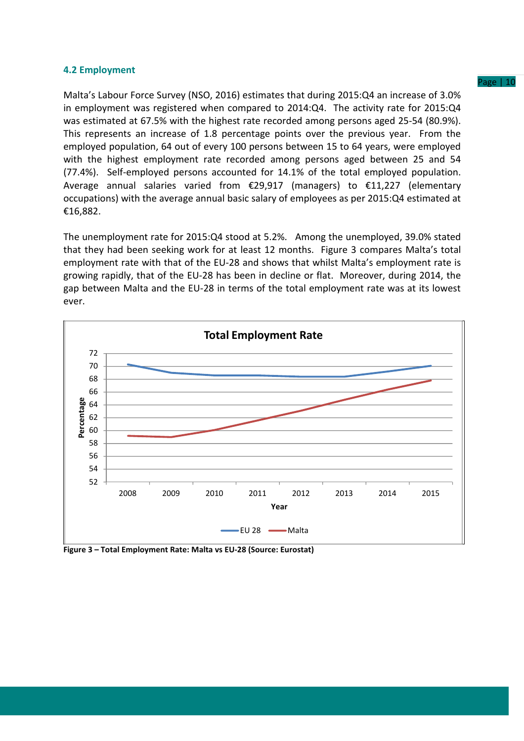### 4.2 Employment

Malta's Labour Force Survey (NSO, 2016) estimates that during 2015:Q4 an increase of 3.0% in employment was registered when compared to 2014:Q4. The activity rate for 2015:Q4 was estimated at 67.5% with the highest rate recorded among persons aged 25-54 (80.9%). This represents an increase of 1.8 percentage points over the previous year. From the employed population, 64 out of every 100 persons between 15 to 64 years, were employed with the highest employment rate recorded among persons aged between 25 and 54 (77.4%). Self-employed persons accounted for 14.1% of the total employed population. Average annual salaries varied from €29,917 (managers) to €11,227 (elementary occupations) with the average annual basic salary of employees as per 2015:Q4 estimated at €16,882.

The unemployment rate for 2015:Q4 stood at 5.2%. Among the unemployed, 39.0% stated that they had been seeking work for at least 12 months. Figure 3 compares Malta's total employment rate with that of the EU-28 and shows that whilst Malta's employment rate is growing rapidly, that of the EU-28 has been in decline or flat. Moreover, during 2014, the gap between Malta and the EU-28 in terms of the total employment rate was at its lowest ever.

**Figure 3 – Total Employment Rate: Malta vs EU-28 (Source: Eurostat)**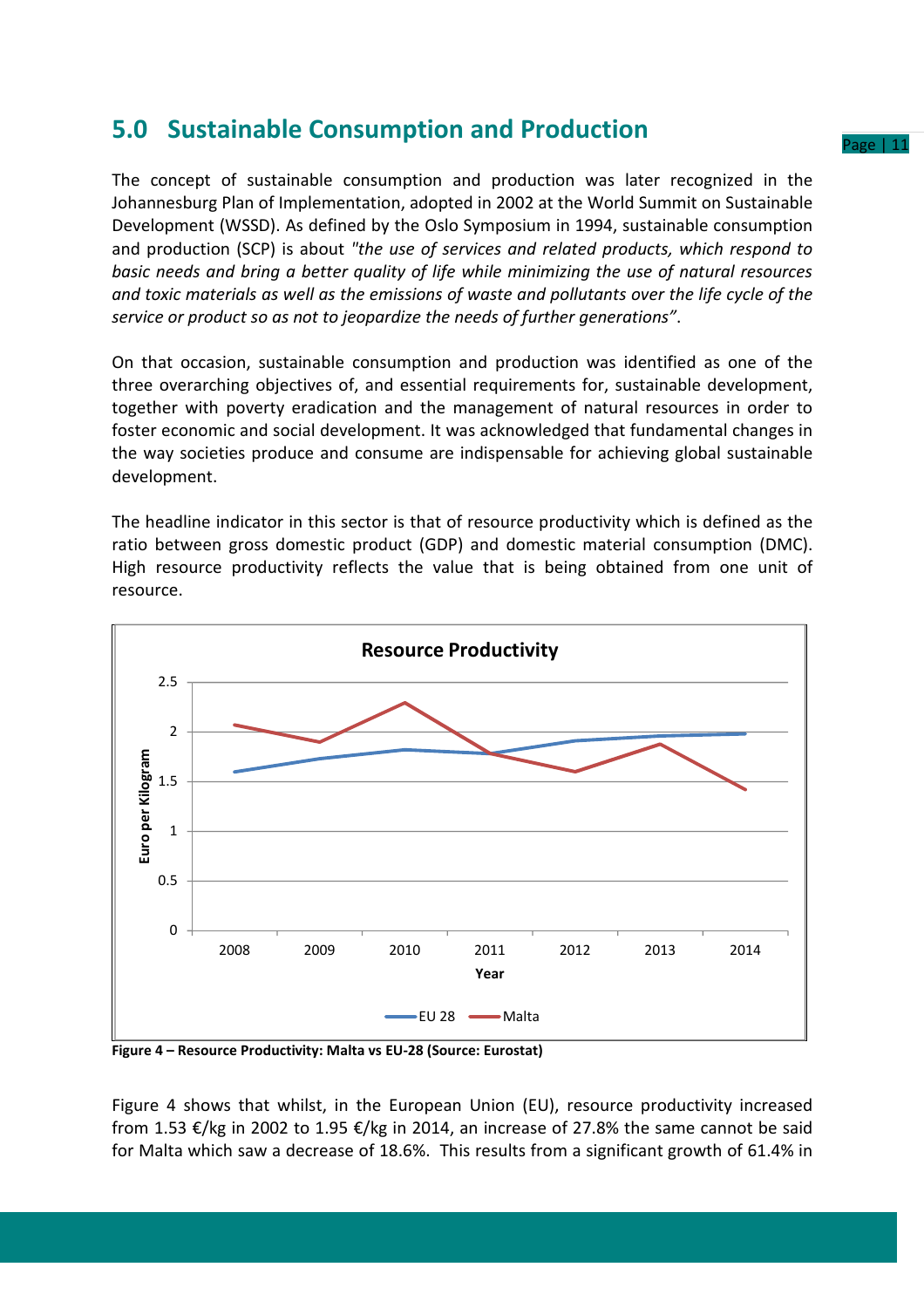## 5.0 Sustainable Consumption and Production

The concept of sustainable consumption and production was later recognized in the Johannesburg Plan of Implementation, adopted in 2002 at the World Summit on Sustainable Development (WSSD). As defined by the Oslo Symposium in 1994, sustainable consumption and production (SCP) is about *"the use of services and related products, which respond to basic needs and bring a better quality of life while minimizing the use of natural resources and toxic materials as well as the emissions of waste and pollutants over the life cycle of the service or product so as not to jeopardize the needs of further generations"*.

On that occasion, sustainable consumption and production was identified as one of the three overarching objectives of, and essential requirements for, sustainable development, together with poverty eradication and the management of natural resources in order to foster economic and social development. It was acknowledged that fundamental changes in the way societies produce and consume are indispensable for achieving global sustainable development.

The headline indicator in this sector is that of resource productivity which is defined as the ratio between gross domestic product (GDP) and domestic material consumption (DMC). High resource productivity reflects the value that is being obtained from one unit of resource.

**Figure 4 – Resource Productivity: Malta vs EU-28 (Source: Eurostat)**

Figure 4 shows that whilst, in the European Union (EU), resource productivity increased from 1.53 €/kg in 2002 to 1.95 €/kg in 2014, an increase of 27.8% the same cannot be said for Malta which saw a decrease of 18.6%. This results from a significant growth of 61.4% in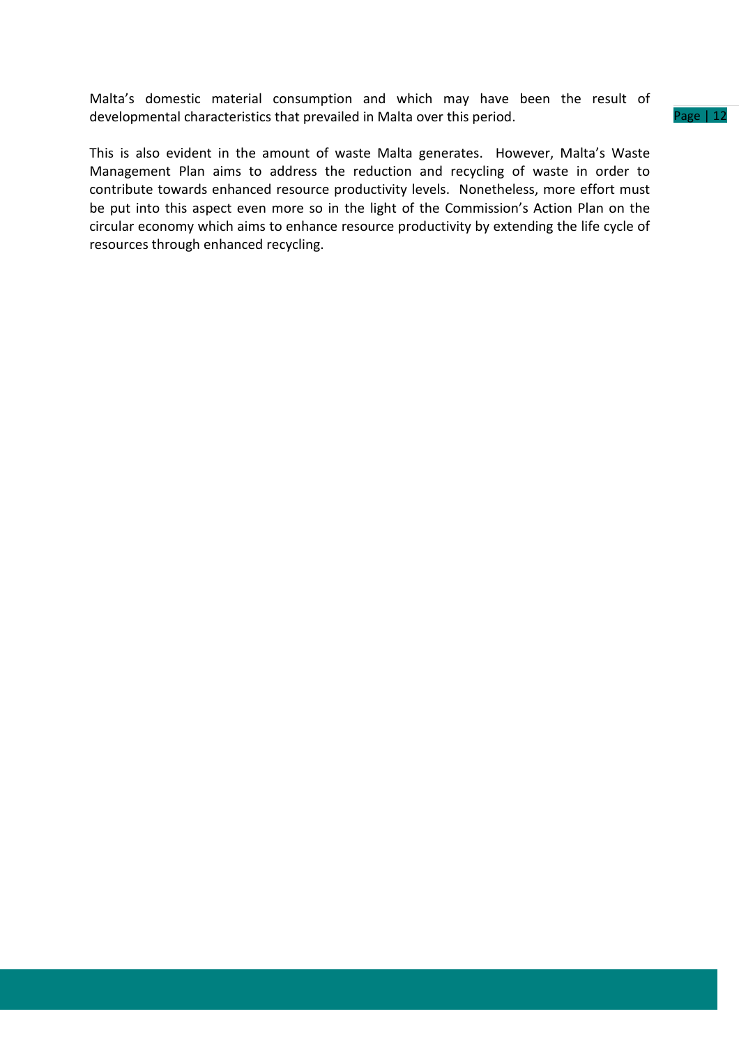Malta's domestic material consumption and which may have been the result of developmental characteristics that prevailed in Malta over this period.

This is also evident in the amount of waste Malta generates. However, Malta's Waste Management Plan aims to address the reduction and recycling of waste in order to contribute towards enhanced resource productivity levels. Nonetheless, more effort must be put into this aspect even more so in the light of the Commission's Action Plan on the circular economy which aims to enhance resource productivity by extending the life cycle of resources through enhanced recycling.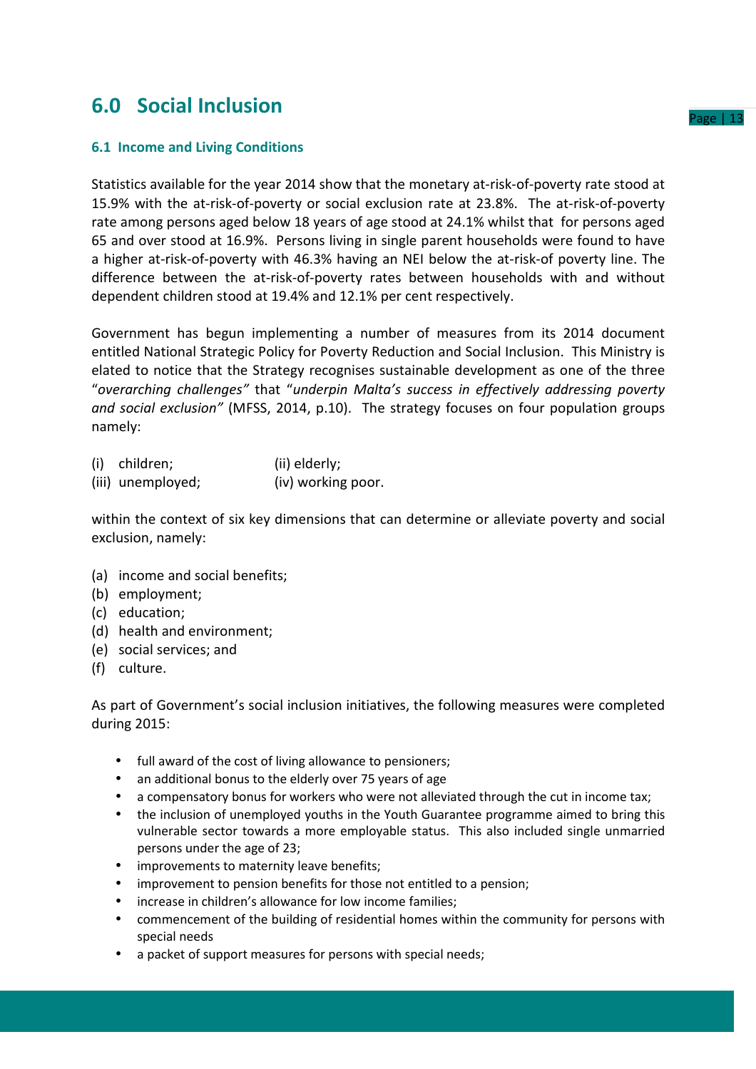# 6.0 Social Inclusion

## 6.1 Income and Living Conditions

Statistics available for the year 2014 show that the monetary at-risk-of-poverty rate stood at 15.9% with the at-risk-of-poverty or social exclusion rate at 23.8%. The at-risk-of-poverty rate among persons aged below 18 years of age stood at 24.1% whilst that for persons aged 65 and over stood at 16.9%. Persons living in single parent households were found to have a higher at-risk-of-poverty with 46.3% having an NEI below the at-risk-of poverty line. The difference between the at-risk-of-poverty rates between households with and without dependent children stood at 19.4% and 12.1% per cent respectively.

Government has begun implementing a number of measures from its 2014 document entitled National Strategic Policy for Poverty Reduction and Social Inclusion. This Ministry is elated to notice that the Strategy recognises sustainable development as one of the three "*overarching challenges"* that "*underpin Malta's success in effectively addressing poverty and social exclusion"* (MFSS, 2014, p.10). The strategy focuses on four population groups namely:

(i) children; (ii) elderly;
(iii) unemployed; (iv) working poor.

within the context of six key dimensions that can determine or alleviate poverty and social exclusion, namely:

(a) income and social benefits;
(b) employment;
(c) education;
(d) health and environment;
(e) social services; and
(f) culture.

As part of Government's social inclusion initiatives, the following measures were completed during 2015:

- full award of the cost of living allowance to pensioners;
- an additional bonus to the elderly over 75 years of age
- a compensatory bonus for workers who were not alleviated through the cut in income tax;
- the inclusion of unemployed youths in the Youth Guarantee programme aimed to bring this vulnerable sector towards a more employable status. This also included single unmarried persons under the age of 23;
- improvements to maternity leave benefits;
- improvement to pension benefits for those not entitled to a pension;
- increase in children's allowance for low income families;
- commencement of the building of residential homes within the community for persons with special needs
- a packet of support measures for persons with special needs;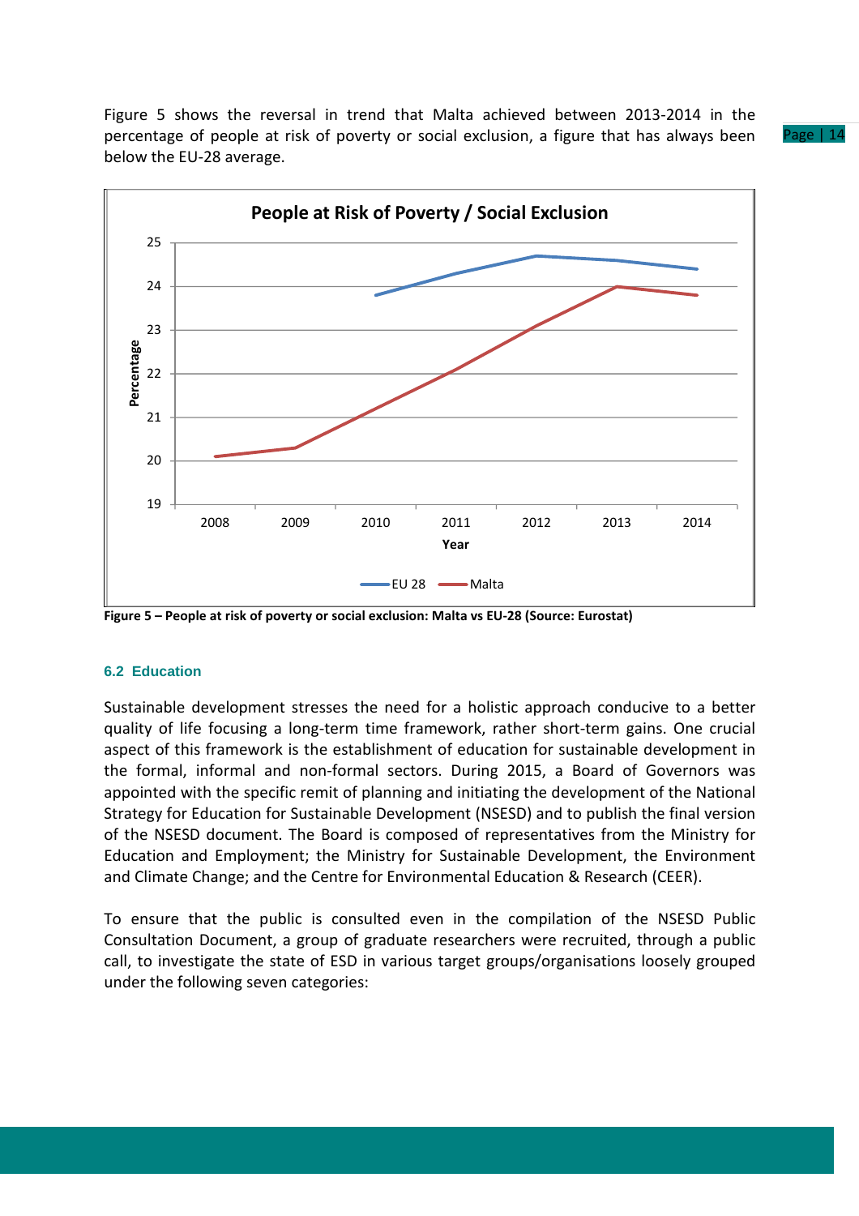Figure 5 shows the reversal in trend that Malta achieved between 2013-2014 in the percentage of people at risk of poverty or social exclusion, a figure that has always been below the EU-28 average.

**Figure 5 – People at risk of poverty or social exclusion: Malta vs EU-28 (Source: Eurostat)**

### 6.2 Education

Sustainable development stresses the need for a holistic approach conducive to a better quality of life focusing a long-term time framework, rather short-term gains. One crucial aspect of this framework is the establishment of education for sustainable development in the formal, informal and non-formal sectors. During 2015, a Board of Governors was appointed with the specific remit of planning and initiating the development of the National Strategy for Education for Sustainable Development (NSESD) and to publish the final version of the NSESD document. The Board is composed of representatives from the Ministry for Education and Employment; the Ministry for Sustainable Development, the Environment and Climate Change; and the Centre for Environmental Education & Research (CEER).

To ensure that the public is consulted even in the compilation of the NSESD Public Consultation Document, a group of graduate researchers were recruited, through a public call, to investigate the state of ESD in various target groups/organisations loosely grouped under the following seven categories: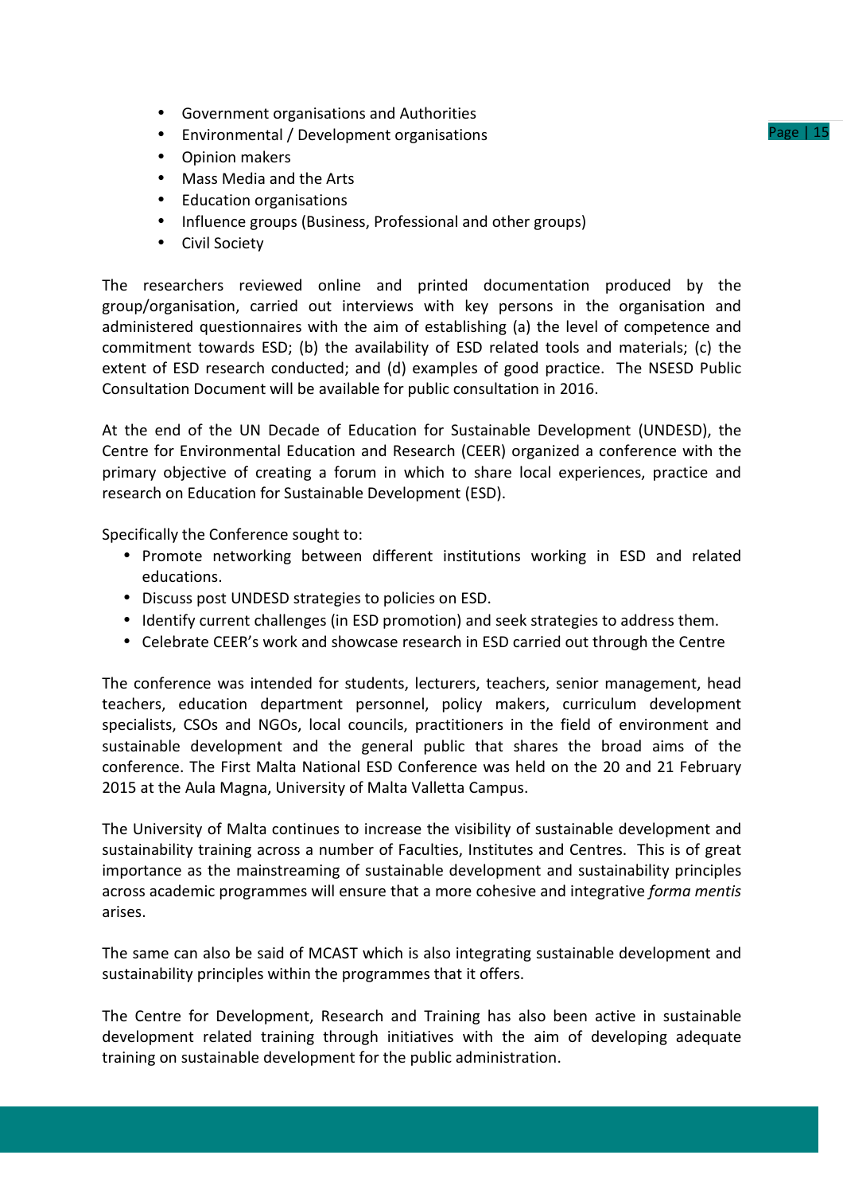- Government organisations and Authorities
- Environmental / Development organisations
- Opinion makers
- Mass Media and the Arts
- Education organisations
- Influence groups (Business, Professional and other groups)
- Civil Society

The researchers reviewed online and printed documentation produced by the group/organisation, carried out interviews with key persons in the organisation and administered questionnaires with the aim of establishing (a) the level of competence and commitment towards ESD; (b) the availability of ESD related tools and materials; (c) the extent of ESD research conducted; and (d) examples of good practice. The NSESD Public Consultation Document will be available for public consultation in 2016.

At the end of the UN Decade of Education for Sustainable Development (UNDESD), the Centre for Environmental Education and Research (CEER) organized a conference with the primary objective of creating a forum in which to share local experiences, practice and research on Education for Sustainable Development (ESD).

Specifically the Conference sought to:

- Promote networking between different institutions working in ESD and related educations.
- Discuss post UNDESD strategies to policies on ESD.
- Identify current challenges (in ESD promotion) and seek strategies to address them.
- Celebrate CEER's work and showcase research in ESD carried out through the Centre

The conference was intended for students, lecturers, teachers, senior management, head teachers, education department personnel, policy makers, curriculum development specialists, CSOs and NGOs, local councils, practitioners in the field of environment and sustainable development and the general public that shares the broad aims of the conference. The First Malta National ESD Conference was held on the 20 and 21 February 2015 at the Aula Magna, University of Malta Valletta Campus.

The University of Malta continues to increase the visibility of sustainable development and sustainability training across a number of Faculties, Institutes and Centres. This is of great importance as the mainstreaming of sustainable development and sustainability principles across academic programmes will ensure that a more cohesive and integrative *forma mentis* arises.

The same can also be said of MCAST which is also integrating sustainable development and sustainability principles within the programmes that it offers.

The Centre for Development, Research and Training has also been active in sustainable development related training through initiatives with the aim of developing adequate training on sustainable development for the public administration.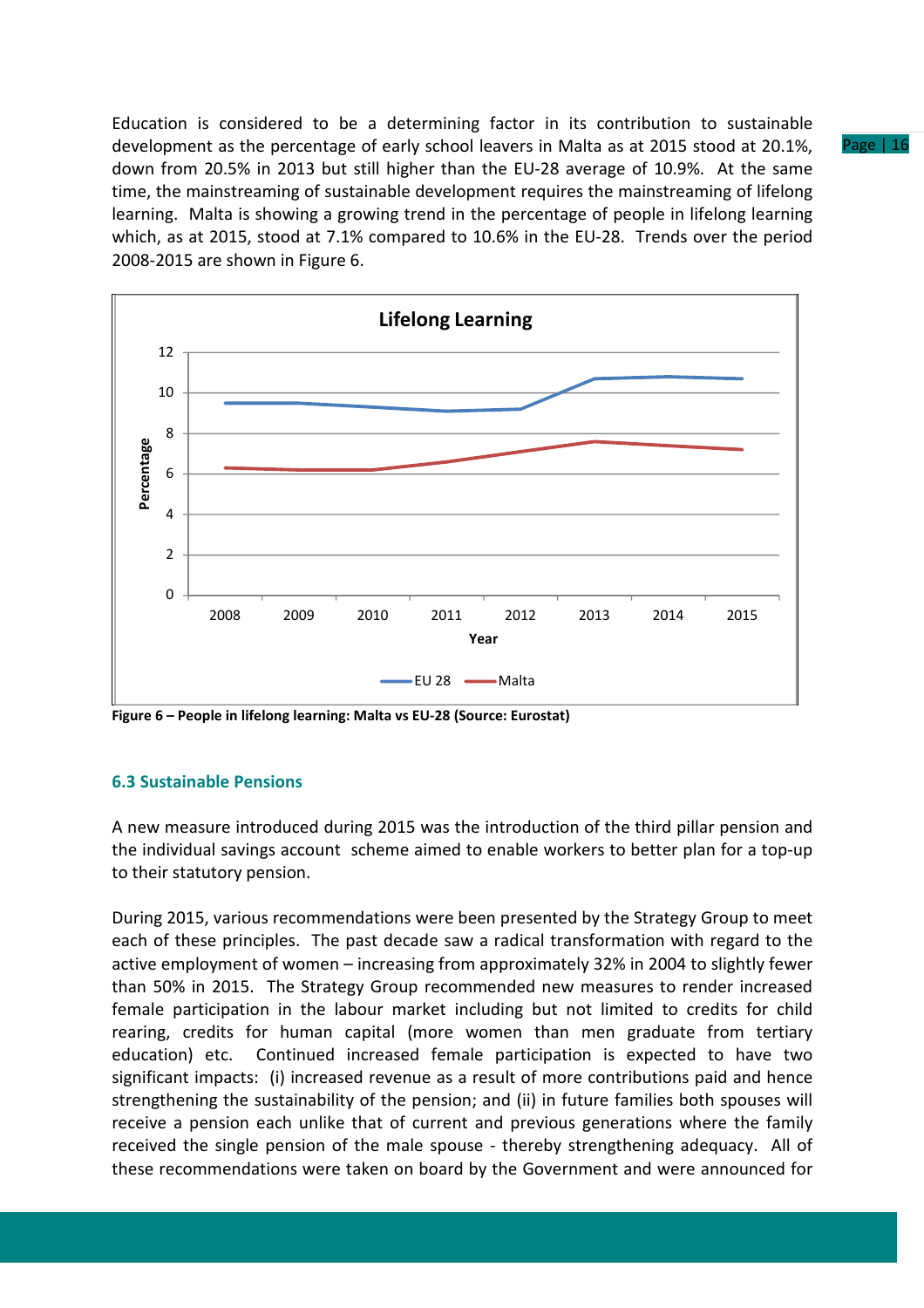Education is considered to be a determining factor in its contribution to sustainable development as the percentage of early school leavers in Malta as at 2015 stood at 20.1%, down from 20.5% in 2013 but still higher than the EU-28 average of 10.9%. At the same time, the mainstreaming of sustainable development requires the mainstreaming of lifelong learning. Malta is showing a growing trend in the percentage of people in lifelong learning which, as at 2015, stood at 7.1% compared to 10.6% in the EU-28. Trends over the period 2008-2015 are shown in Figure 6.

**Figure 6 – People in lifelong learning: Malta vs EU-28 (Source: Eurostat)**

### 6.3 Sustainable Pensions

A new measure introduced during 2015 was the introduction of the third pillar pension and the individual savings account scheme aimed to enable workers to better plan for a top-up to their statutory pension.

During 2015, various recommendations were been presented by the Strategy Group to meet each of these principles. The past decade saw a radical transformation with regard to the active employment of women – increasing from approximately 32% in 2004 to slightly fewer than 50% in 2015. The Strategy Group recommended new measures to render increased female participation in the labour market including but not limited to credits for child rearing, credits for human capital (more women than men graduate from tertiary education) etc. Continued increased female participation is expected to have two significant impacts: (i) increased revenue as a result of more contributions paid and hence strengthening the sustainability of the pension; and (ii) in future families both spouses will receive a pension each unlike that of current and previous generations where the family received the single pension of the male spouse - thereby strengthening adequacy. All of these recommendations were taken on board by the Government and were announced for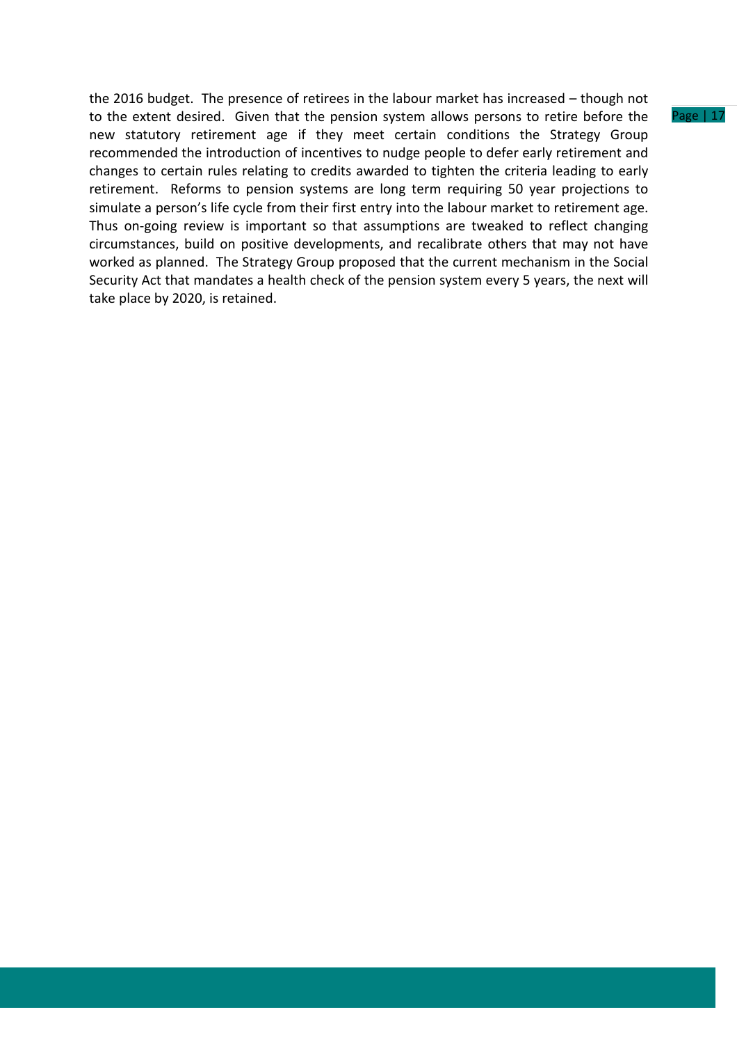the 2016 budget. The presence of retirees in the labour market has increased – though not to the extent desired. Given that the pension system allows persons to retire before the new statutory retirement age if they meet certain conditions the Strategy Group recommended the introduction of incentives to nudge people to defer early retirement and changes to certain rules relating to credits awarded to tighten the criteria leading to early retirement. Reforms to pension systems are long term requiring 50 year projections to simulate a person's life cycle from their first entry into the labour market to retirement age. Thus on-going review is important so that assumptions are tweaked to reflect changing circumstances, build on positive developments, and recalibrate others that may not have worked as planned. The Strategy Group proposed that the current mechanism in the Social Security Act that mandates a health check of the pension system every 5 years, the next will take place by 2020, is retained.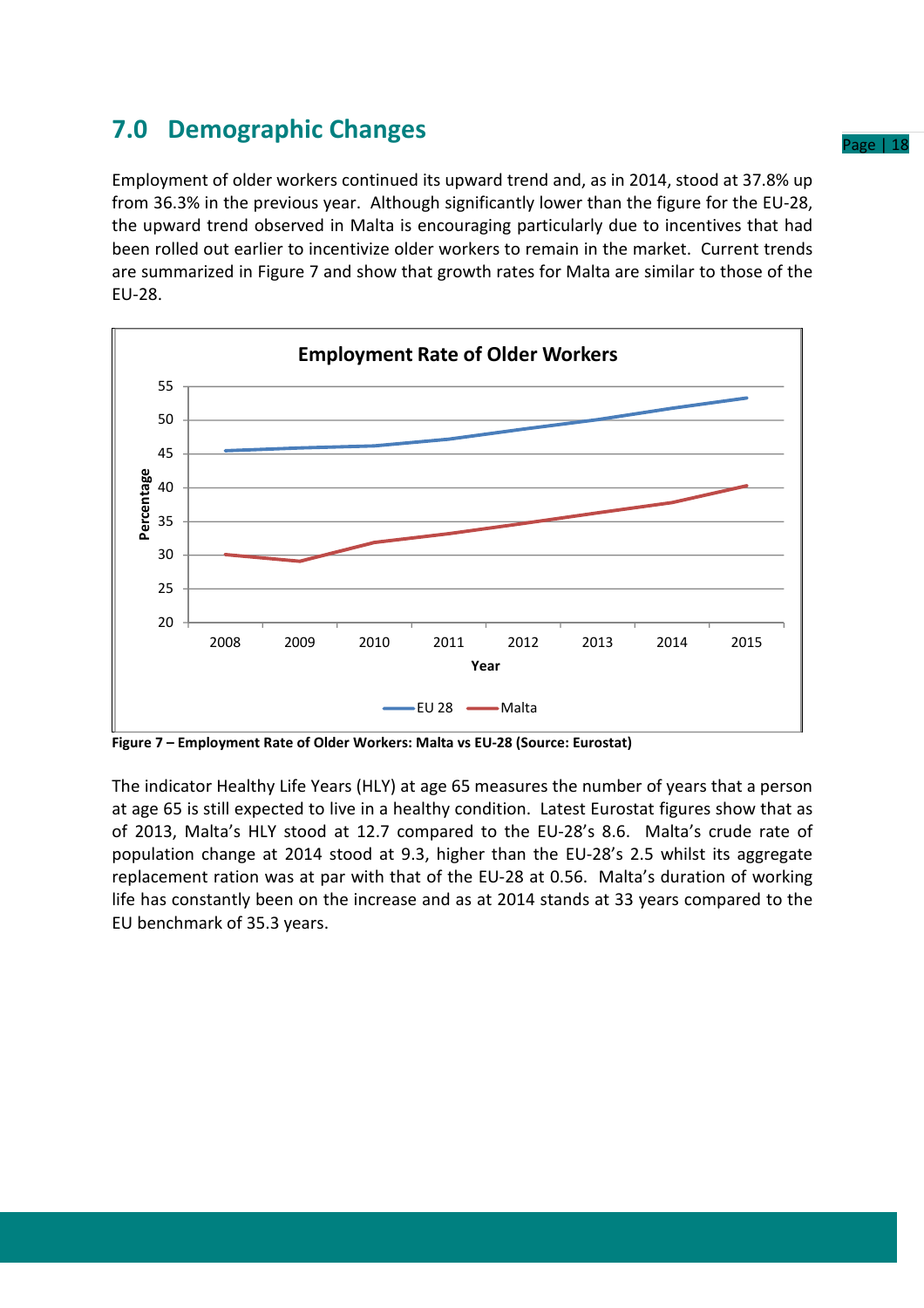# 7.0 Demographic Changes

Employment of older workers continued its upward trend and, as in 2014, stood at 37.8% up from 36.3% in the previous year. Although significantly lower than the figure for the EU-28, the upward trend observed in Malta is encouraging particularly due to incentives that had been rolled out earlier to incentivize older workers to remain in the market. Current trends are summarized in Figure 7 and show that growth rates for Malta are similar to those of the EU-28.

**Figure 7 – Employment Rate of Older Workers: Malta vs EU-28 (Source: Eurostat)**

The indicator Healthy Life Years (HLY) at age 65 measures the number of years that a person at age 65 is still expected to live in a healthy condition. Latest Eurostat figures show that as of 2013, Malta's HLY stood at 12.7 compared to the EU-28's 8.6. Malta's crude rate of population change at 2014 stood at 9.3, higher than the EU-28's 2.5 whilst its aggregate replacement ration was at par with that of the EU-28 at 0.56. Malta's duration of working life has constantly been on the increase and as at 2014 stands at 33 years compared to the EU benchmark of 35.3 years.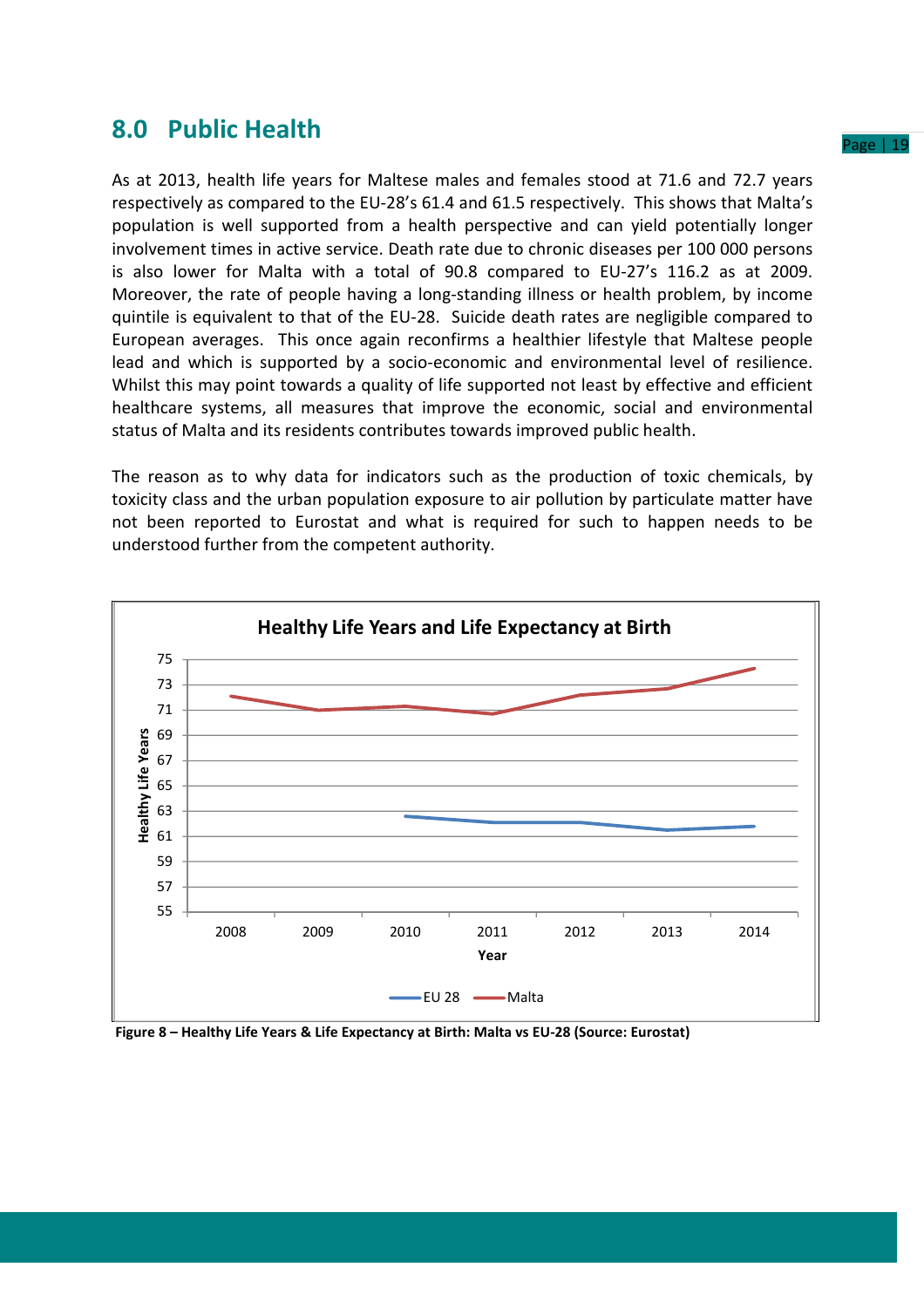## 8.0 Public Health

As at 2013, health life years for Maltese males and females stood at 71.6 and 72.7 years respectively as compared to the EU-28's 61.4 and 61.5 respectively. This shows that Malta's population is well supported from a health perspective and can yield potentially longer involvement times in active service. Death rate due to chronic diseases per 100 000 persons is also lower for Malta with a total of 90.8 compared to EU-27's 116.2 as at 2009. Moreover, the rate of people having a long-standing illness or health problem, by income quintile is equivalent to that of the EU-28. Suicide death rates are negligible compared to European averages. This once again reconfirms a healthier lifestyle that Maltese people lead and which is supported by a socio-economic and environmental level of resilience. Whilst this may point towards a quality of life supported not least by effective and efficient healthcare systems, all measures that improve the economic, social and environmental status of Malta and its residents contributes towards improved public health.

The reason as to why data for indicators such as the production of toxic chemicals, by toxicity class and the urban population exposure to air pollution by particulate matter have not been reported to Eurostat and what is required for such to happen needs to be understood further from the competent authority.

**Figure 8 – Healthy Life Years & Life Expectancy at Birth: Malta vs EU-28 (Source: Eurostat)**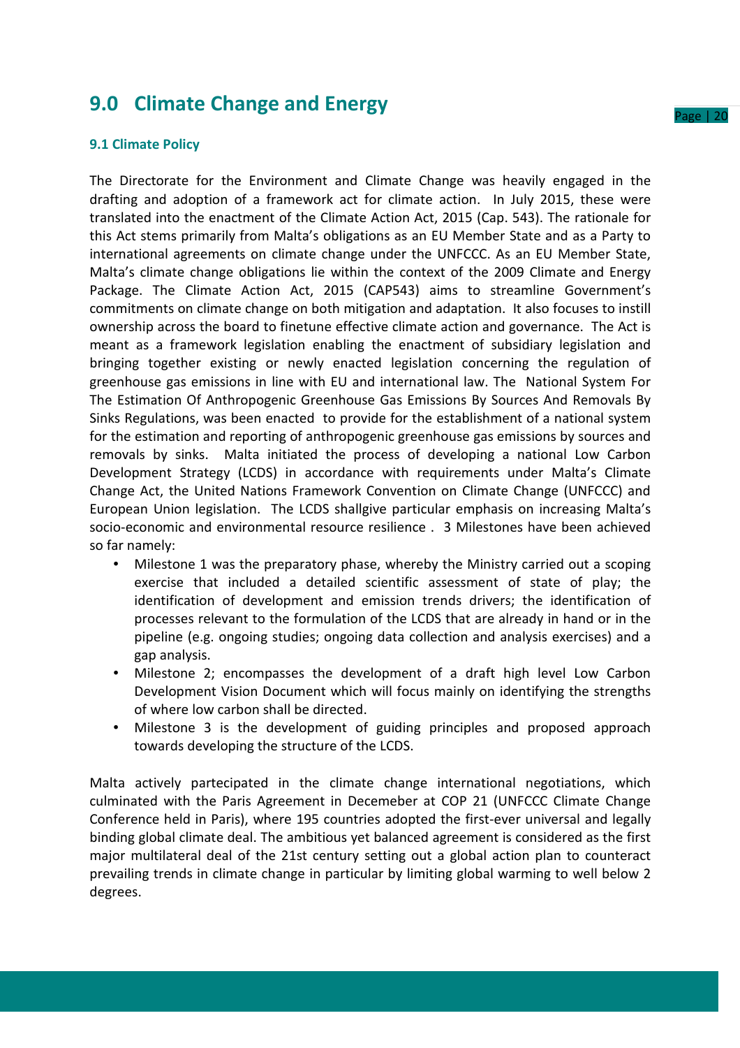# 9.0 Climate Change and Energy

### 9.1 Climate Policy

The Directorate for the Environment and Climate Change was heavily engaged in the drafting and adoption of a framework act for climate action. In July 2015, these were translated into the enactment of the Climate Action Act, 2015 (Cap. 543). The rationale for this Act stems primarily from Malta's obligations as an EU Member State and as a Party to international agreements on climate change under the UNFCCC. As an EU Member State, Malta's climate change obligations lie within the context of the 2009 Climate and Energy Package. The Climate Action Act, 2015 (CAP543) aims to streamline Government's commitments on climate change on both mitigation and adaptation. It also focuses to instill ownership across the board to finetune effective climate action and governance. The Act is meant as a framework legislation enabling the enactment of subsidiary legislation and bringing together existing or newly enacted legislation concerning the regulation of greenhouse gas emissions in line with EU and international law. The National System For The Estimation Of Anthropogenic Greenhouse Gas Emissions By Sources And Removals By Sinks Regulations, was been enacted to provide for the establishment of a national system for the estimation and reporting of anthropogenic greenhouse gas emissions by sources and removals by sinks. Malta initiated the process of developing a national Low Carbon Development Strategy (LCDS) in accordance with requirements under Malta's Climate Change Act, the United Nations Framework Convention on Climate Change (UNFCCC) and European Union legislation. The LCDS shallgive particular emphasis on increasing Malta's socio-economic and environmental resource resilience . 3 Milestones have been achieved so far namely:

- Milestone 1 was the preparatory phase, whereby the Ministry carried out a scoping exercise that included a detailed scientific assessment of state of play; the identification of development and emission trends drivers; the identification of processes relevant to the formulation of the LCDS that are already in hand or in the pipeline (e.g. ongoing studies; ongoing data collection and analysis exercises) and a gap analysis.
- Milestone 2; encompasses the development of a draft high level Low Carbon Development Vision Document which will focus mainly on identifying the strengths of where low carbon shall be directed.
- Milestone 3 is the development of guiding principles and proposed approach towards developing the structure of the LCDS.

Malta actively partecipated in the climate change international negotiations, which culminated with the Paris Agreement in Decemeber at COP 21 (UNFCCC Climate Change Conference held in Paris), where 195 countries adopted the first-ever universal and legally binding global climate deal. The ambitious yet balanced agreement is considered as the first major multilateral deal of the 21st century setting out a global action plan to counteract prevailing trends in climate change in particular by limiting global warming to well below 2 degrees.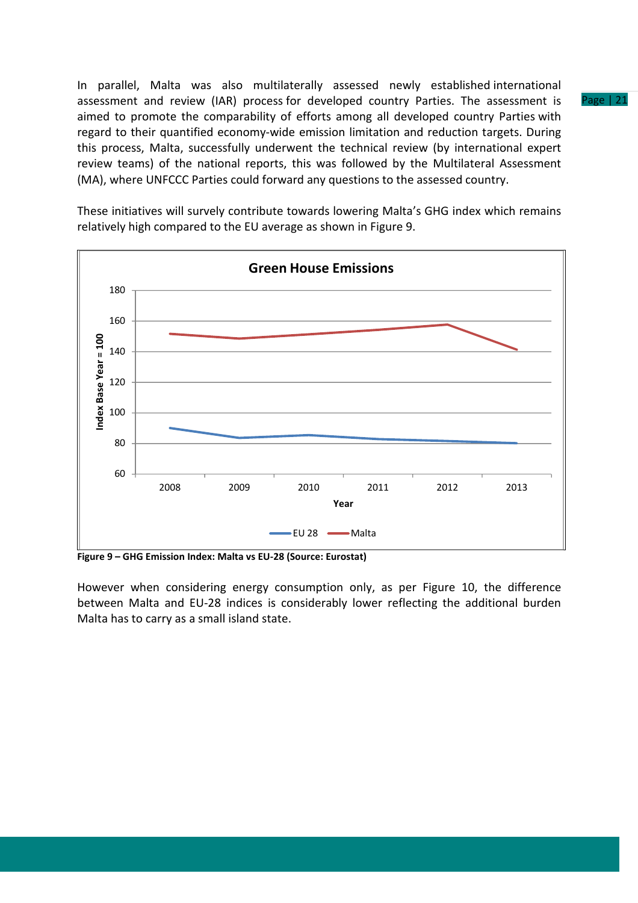In parallel, Malta was also multilaterally assessed newly established international assessment and review (IAR) process for developed country Parties. The assessment is aimed to promote the comparability of efforts among all developed country Parties with regard to their quantified economy-wide emission limitation and reduction targets. During this process, Malta, successfully underwent the technical review (by international expert review teams) of the national reports, this was followed by the Multilateral Assessment (MA), where UNFCCC Parties could forward any questions to the assessed country.

These initiatives will survely contribute towards lowering Malta's GHG index which remains relatively high compared to the EU average as shown in Figure 9.

**Figure 9 – GHG Emission Index: Malta vs EU-28 (Source: Eurostat)**

However when considering energy consumption only, as per Figure 10, the difference between Malta and EU-28 indices is considerably lower reflecting the additional burden Malta has to carry as a small island state.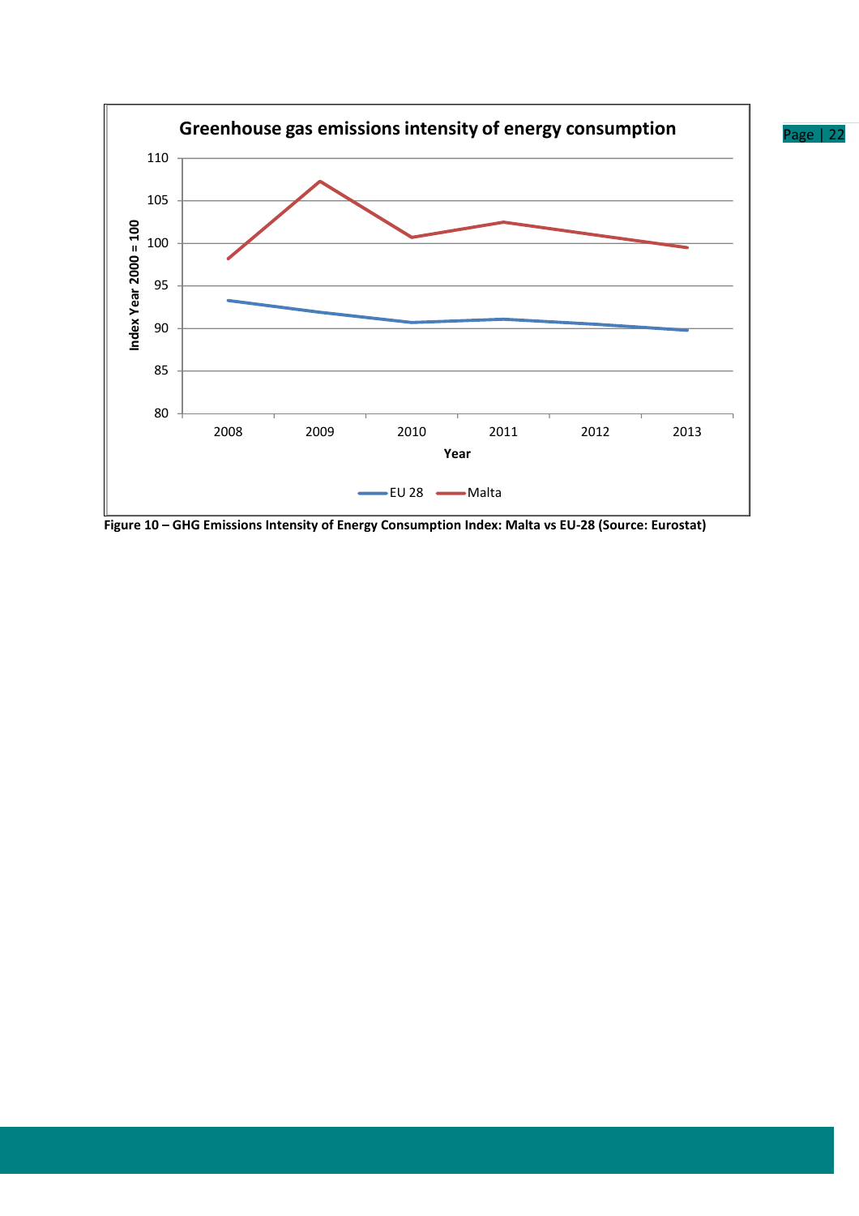Figure 10 – GHG Emissions Intensity of Energy Consumption Index: Malta vs EU-28 (Source: Eurostat)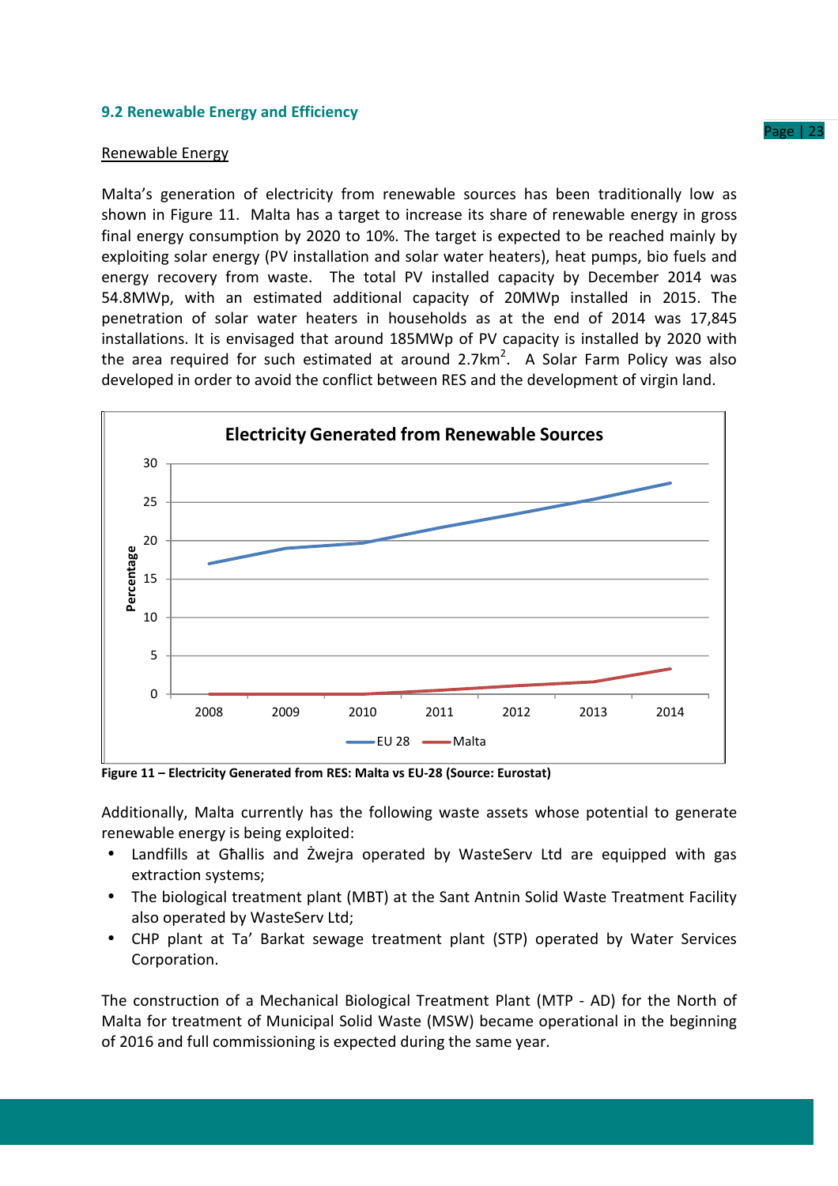### 9.2 Renewable Energy and Efficiency

Renewable Energy

Malta's generation of electricity from renewable sources has been traditionally low as shown in Figure 11. Malta has a target to increase its share of renewable energy in gross final energy consumption by 2020 to 10%. The target is expected to be reached mainly by exploiting solar energy (PV installation and solar water heaters), heat pumps, bio fuels and energy recovery from waste. The total PV installed capacity by December 2014 was 54.8MWp, with an estimated additional capacity of 20MWp installed in 2015. The penetration of solar water heaters in households as at the end of 2014 was 17,845 installations. It is envisaged that around 185MWp of PV capacity is installed by 2020 with the area required for such estimated at around 2.7km$^2$. A Solar Farm Policy was also developed in order to avoid the conflict between RES and the development of virgin land.

**Figure 11 – Electricity Generated from RES: Malta vs EU-28 (Source: Eurostat)**

Additionally, Malta currently has the following waste assets whose potential to generate renewable energy is being exploited:

- Landfills at Għallis and Żwejra operated by WasteServ Ltd are equipped with gas extraction systems;
- The biological treatment plant (MBT) at the Sant Antnin Solid Waste Treatment Facility also operated by WasteServ Ltd;
- CHP plant at Ta' Barkat sewage treatment plant (STP) operated by Water Services Corporation.

The construction of a Mechanical Biological Treatment Plant (MTP - AD) for the North of Malta for treatment of Municipal Solid Waste (MSW) became operational in the beginning of 2016 and full commissioning is expected during the same year.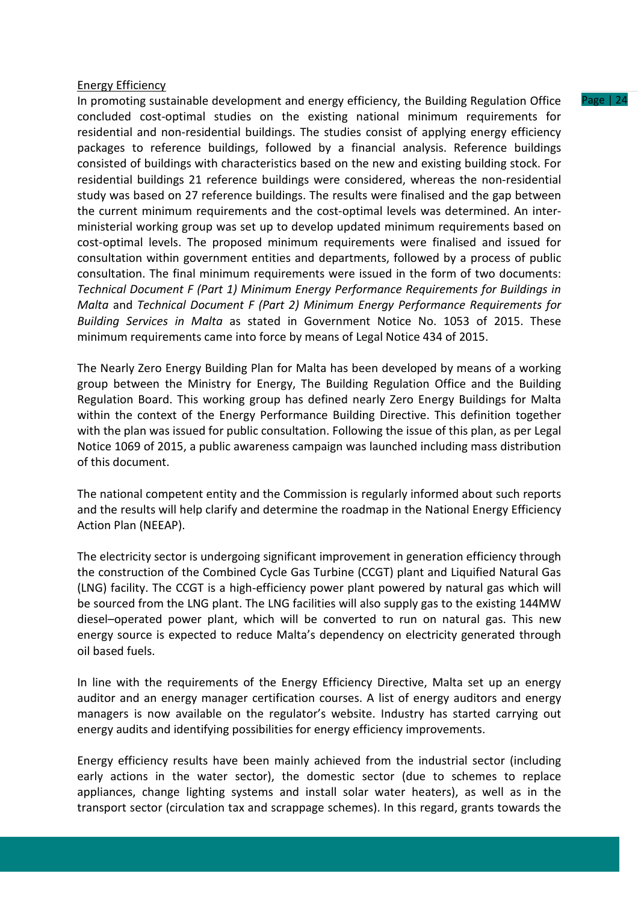Energy Efficiency

In promoting sustainable development and energy efficiency, the Building Regulation Office concluded cost-optimal studies on the existing national minimum requirements for residential and non-residential buildings. The studies consist of applying energy efficiency packages to reference buildings, followed by a financial analysis. Reference buildings consisted of buildings with characteristics based on the new and existing building stock. For residential buildings 21 reference buildings were considered, whereas the non-residential study was based on 27 reference buildings. The results were finalised and the gap between the current minimum requirements and the cost-optimal levels was determined. An inter-ministerial working group was set up to develop updated minimum requirements based on cost-optimal levels. The proposed minimum requirements were finalised and issued for consultation within government entities and departments, followed by a process of public consultation. The final minimum requirements were issued in the form of two documents: *Technical Document F (Part 1) Minimum Energy Performance Requirements for Buildings in Malta* and *Technical Document F (Part 2) Minimum Energy Performance Requirements for Building Services in Malta* as stated in Government Notice No. 1053 of 2015. These minimum requirements came into force by means of Legal Notice 434 of 2015.

The Nearly Zero Energy Building Plan for Malta has been developed by means of a working group between the Ministry for Energy, The Building Regulation Office and the Building Regulation Board. This working group has defined nearly Zero Energy Buildings for Malta within the context of the Energy Performance Building Directive. This definition together with the plan was issued for public consultation. Following the issue of this plan, as per Legal Notice 1069 of 2015, a public awareness campaign was launched including mass distribution of this document.

The national competent entity and the Commission is regularly informed about such reports and the results will help clarify and determine the roadmap in the National Energy Efficiency Action Plan (NEEAP).

The electricity sector is undergoing significant improvement in generation efficiency through the construction of the Combined Cycle Gas Turbine (CCGT) plant and Liquified Natural Gas (LNG) facility. The CCGT is a high-efficiency power plant powered by natural gas which will be sourced from the LNG plant. The LNG facilities will also supply gas to the existing 144MW diesel–operated power plant, which will be converted to run on natural gas. This new energy source is expected to reduce Malta's dependency on electricity generated through oil based fuels.

In line with the requirements of the Energy Efficiency Directive, Malta set up an energy auditor and an energy manager certification courses. A list of energy auditors and energy managers is now available on the regulator's website. Industry has started carrying out energy audits and identifying possibilities for energy efficiency improvements.

Energy efficiency results have been mainly achieved from the industrial sector (including early actions in the water sector), the domestic sector (due to schemes to replace appliances, change lighting systems and install solar water heaters), as well as in the transport sector (circulation tax and scrappage schemes). In this regard, grants towards the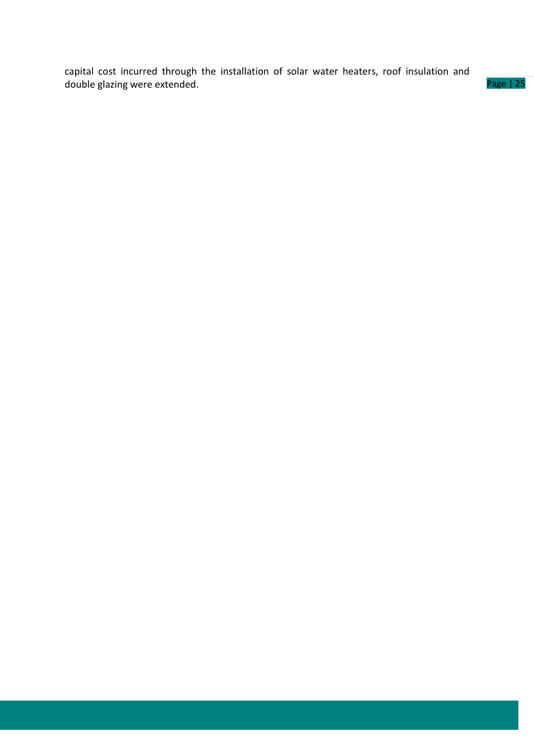capital cost incurred through the installation of solar water heaters, roof insulation and double glazing were extended.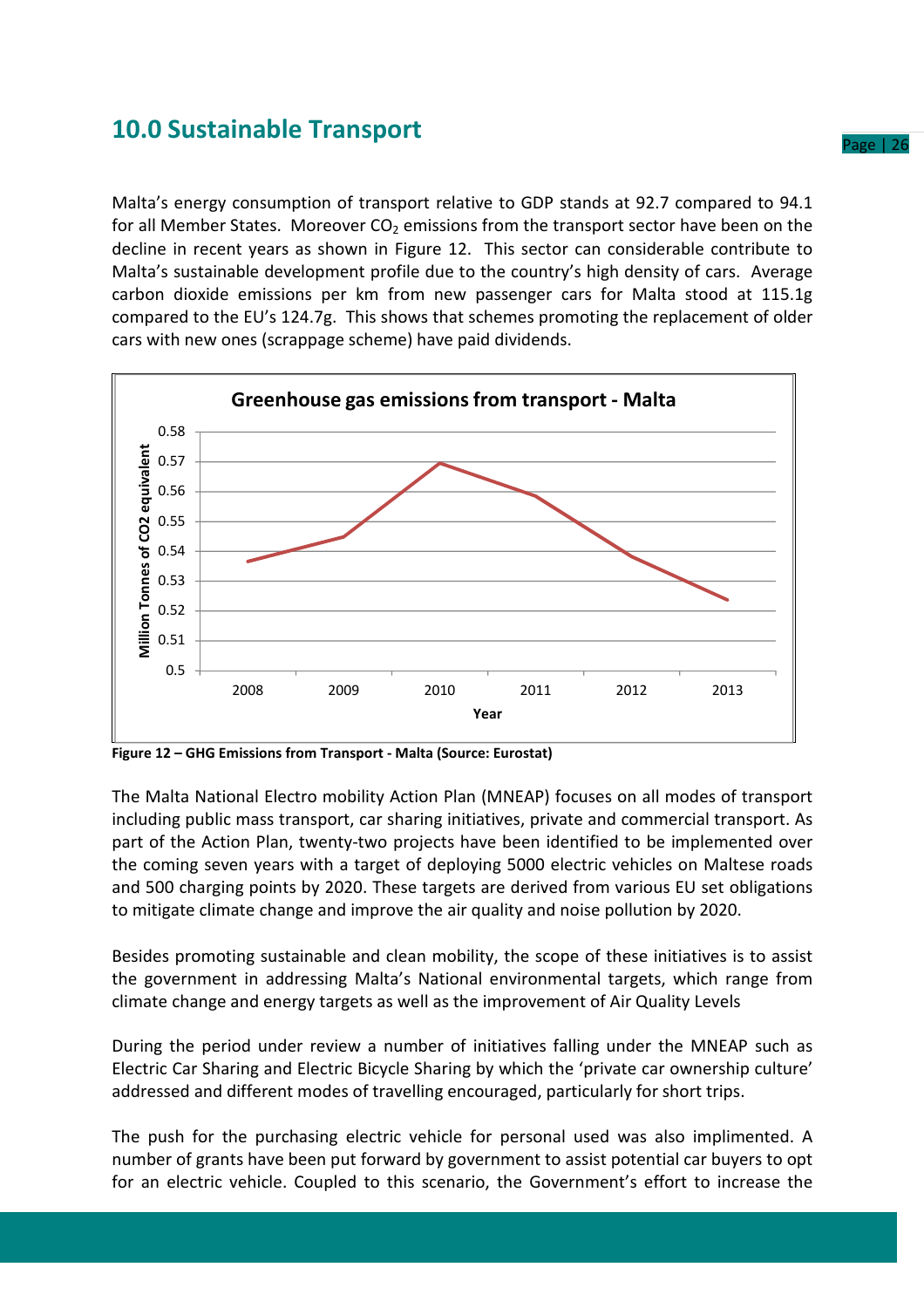# 10.0 Sustainable Transport

Malta's energy consumption of transport relative to GDP stands at 92.7 compared to 94.1 for all Member States. Moreover $CO_2$ emissions from the transport sector have been on the decline in recent years as shown in Figure 12. This sector can considerable contribute to Malta's sustainable development profile due to the country's high density of cars. Average carbon dioxide emissions per km from new passenger cars for Malta stood at 115.1g compared to the EU's 124.7g. This shows that schemes promoting the replacement of older cars with new ones (scrappage scheme) have paid dividends.

**Figure 12 – GHG Emissions from Transport - Malta (Source: Eurostat)**

The Malta National Electro mobility Action Plan (MNEAP) focuses on all modes of transport including public mass transport, car sharing initiatives, private and commercial transport. As part of the Action Plan, twenty-two projects have been identified to be implemented over the coming seven years with a target of deploying 5000 electric vehicles on Maltese roads and 500 charging points by 2020. These targets are derived from various EU set obligations to mitigate climate change and improve the air quality and noise pollution by 2020.

Besides promoting sustainable and clean mobility, the scope of these initiatives is to assist the government in addressing Malta's National environmental targets, which range from climate change and energy targets as well as the improvement of Air Quality Levels

During the period under review a number of initiatives falling under the MNEAP such as Electric Car Sharing and Electric Bicycle Sharing by which the 'private car ownership culture' addressed and different modes of travelling encouraged, particularly for short trips.

The push for the purchasing electric vehicle for personal used was also implimented. A number of grants have been put forward by government to assist potential car buyers to opt for an electric vehicle. Coupled to this scenario, the Government's effort to increase the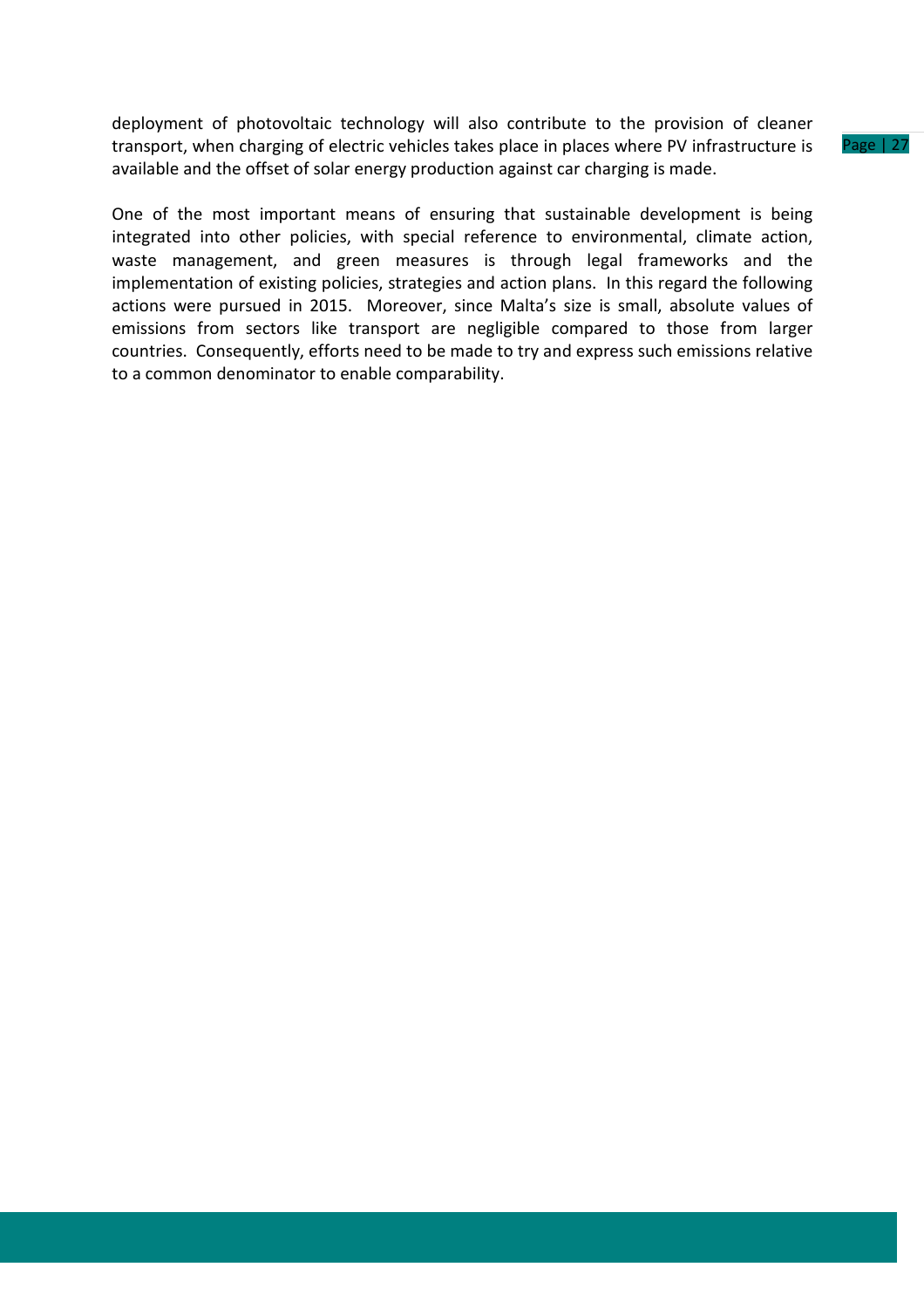deployment of photovoltaic technology will also contribute to the provision of cleaner transport, when charging of electric vehicles takes place in places where PV infrastructure is available and the offset of solar energy production against car charging is made.

One of the most important means of ensuring that sustainable development is being integrated into other policies, with special reference to environmental, climate action, waste management, and green measures is through legal frameworks and the implementation of existing policies, strategies and action plans. In this regard the following actions were pursued in 2015. Moreover, since Malta's size is small, absolute values of emissions from sectors like transport are negligible compared to those from larger countries. Consequently, efforts need to be made to try and express such emissions relative to a common denominator to enable comparability.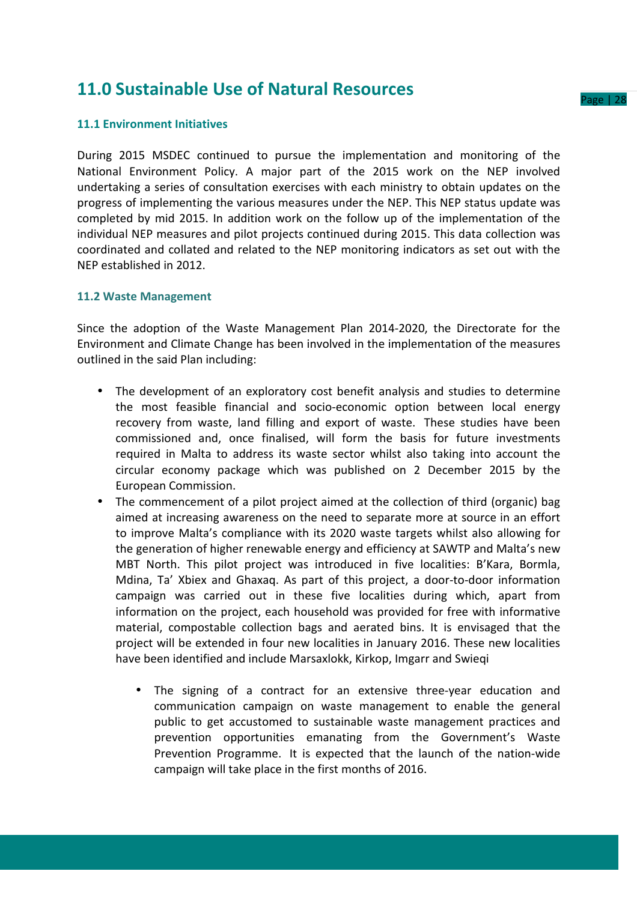# 11.0 Sustainable Use of Natural Resources

### 11.1 Environment Initiatives

During 2015 MSDEC continued to pursue the implementation and monitoring of the National Environment Policy. A major part of the 2015 work on the NEP involved undertaking a series of consultation exercises with each ministry to obtain updates on the progress of implementing the various measures under the NEP. This NEP status update was completed by mid 2015. In addition work on the follow up of the implementation of the individual NEP measures and pilot projects continued during 2015. This data collection was coordinated and collated and related to the NEP monitoring indicators as set out with the NEP established in 2012.

### 11.2 Waste Management

Since the adoption of the Waste Management Plan 2014-2020, the Directorate for the Environment and Climate Change has been involved in the implementation of the measures outlined in the said Plan including:

- The development of an exploratory cost benefit analysis and studies to determine the most feasible financial and socio-economic option between local energy recovery from waste, land filling and export of waste. These studies have been commissioned and, once finalised, will form the basis for future investments required in Malta to address its waste sector whilst also taking into account the circular economy package which was published on 2 December 2015 by the European Commission.
- The commencement of a pilot project aimed at the collection of third (organic) bag aimed at increasing awareness on the need to separate more at source in an effort to improve Malta's compliance with its 2020 waste targets whilst also allowing for the generation of higher renewable energy and efficiency at SAWTP and Malta's new MBT North. This pilot project was introduced in five localities: B'Kara, Bormla, Mdina, Ta' Xbiex and Ghaxaq. As part of this project, a door-to-door information campaign was carried out in these five localities during which, apart from information on the project, each household was provided for free with informative material, compostable collection bags and aerated bins. It is envisaged that the project will be extended in four new localities in January 2016. These new localities have been identified and include Marsaxlokk, Kirkop, Imgarr and Swieqi

    - The signing of a contract for an extensive three-year education and communication campaign on waste management to enable the general public to get accustomed to sustainable waste management practices and prevention opportunities emanating from the Government's Waste Prevention Programme. It is expected that the launch of the nation-wide campaign will take place in the first months of 2016.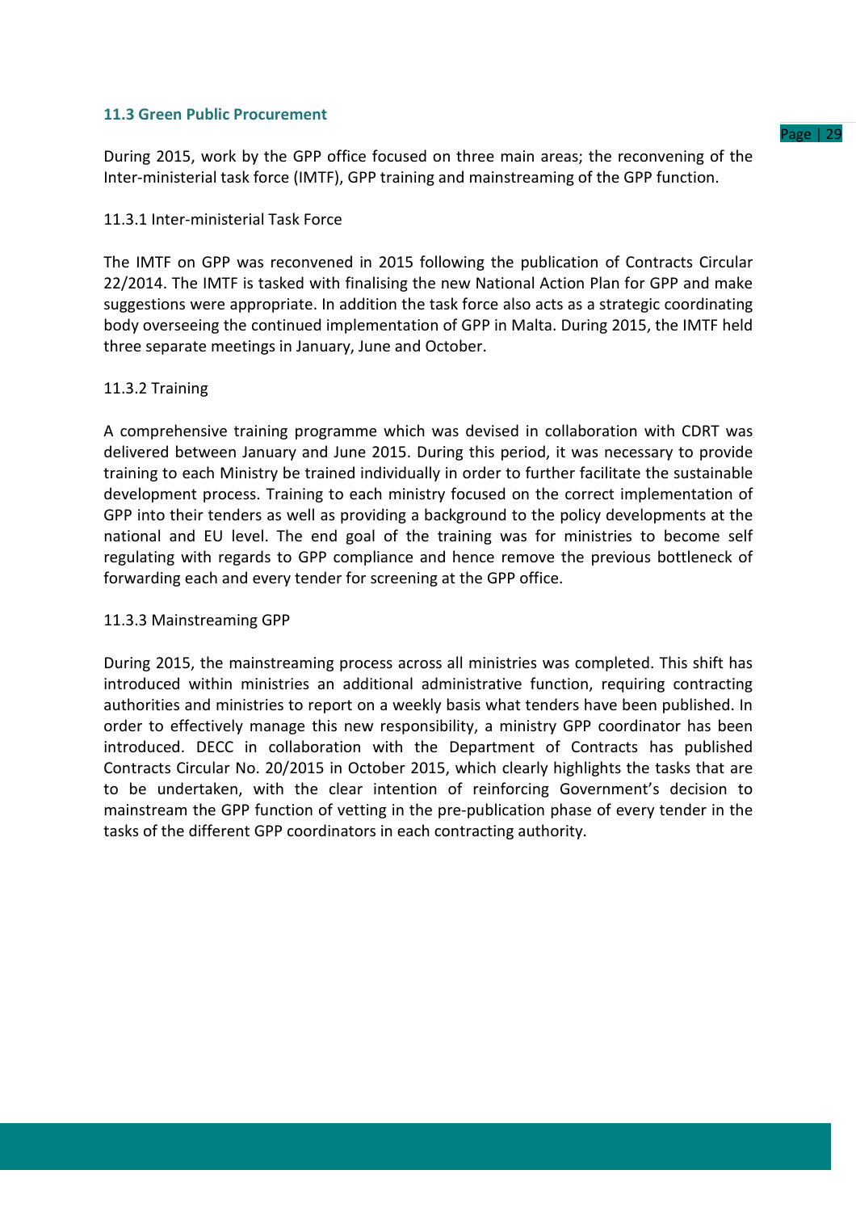### 11.3 Green Public Procurement

During 2015, work by the GPP office focused on three main areas; the reconvening of the Inter-ministerial task force (IMTF), GPP training and mainstreaming of the GPP function.

#### 11.3.1 Inter-ministerial Task Force

The IMTF on GPP was reconvened in 2015 following the publication of Contracts Circular 22/2014. The IMTF is tasked with finalising the new National Action Plan for GPP and make suggestions were appropriate. In addition the task force also acts as a strategic coordinating body overseeing the continued implementation of GPP in Malta. During 2015, the IMTF held three separate meetings in January, June and October.

#### 11.3.2 Training

A comprehensive training programme which was devised in collaboration with CDRT was delivered between January and June 2015. During this period, it was necessary to provide training to each Ministry be trained individually in order to further facilitate the sustainable development process. Training to each ministry focused on the correct implementation of GPP into their tenders as well as providing a background to the policy developments at the national and EU level. The end goal of the training was for ministries to become self regulating with regards to GPP compliance and hence remove the previous bottleneck of forwarding each and every tender for screening at the GPP office.

#### 11.3.3 Mainstreaming GPP

During 2015, the mainstreaming process across all ministries was completed. This shift has introduced within ministries an additional administrative function, requiring contracting authorities and ministries to report on a weekly basis what tenders have been published. In order to effectively manage this new responsibility, a ministry GPP coordinator has been introduced. DECC in collaboration with the Department of Contracts has published Contracts Circular No. 20/2015 in October 2015, which clearly highlights the tasks that are to be undertaken, with the clear intention of reinforcing Government's decision to mainstream the GPP function of vetting in the pre-publication phase of every tender in the tasks of the different GPP coordinators in each contracting authority.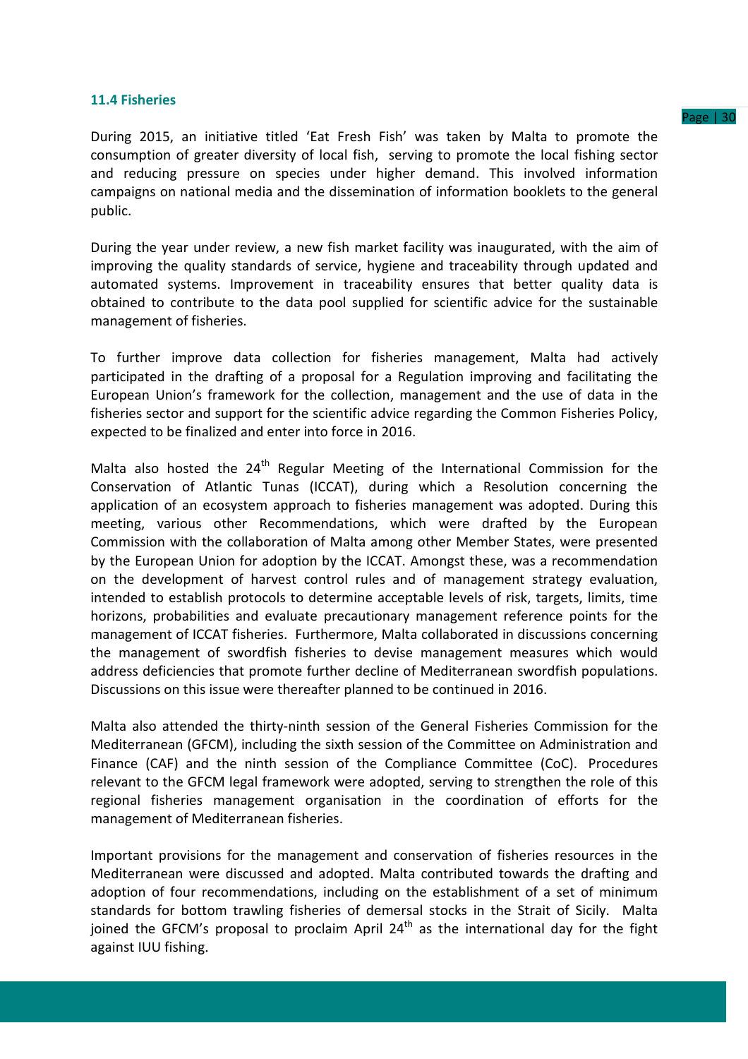### 11.4 Fisheries

During 2015, an initiative titled 'Eat Fresh Fish' was taken by Malta to promote the consumption of greater diversity of local fish, serving to promote the local fishing sector and reducing pressure on species under higher demand. This involved information campaigns on national media and the dissemination of information booklets to the general public.

During the year under review, a new fish market facility was inaugurated, with the aim of improving the quality standards of service, hygiene and traceability through updated and automated systems. Improvement in traceability ensures that better quality data is obtained to contribute to the data pool supplied for scientific advice for the sustainable management of fisheries.

To further improve data collection for fisheries management, Malta had actively participated in the drafting of a proposal for a Regulation improving and facilitating the European Union's framework for the collection, management and the use of data in the fisheries sector and support for the scientific advice regarding the Common Fisheries Policy, expected to be finalized and enter into force in 2016.

Malta also hosted the 24th Regular Meeting of the International Commission for the Conservation of Atlantic Tunas (ICCAT), during which a Resolution concerning the application of an ecosystem approach to fisheries management was adopted. During this meeting, various other Recommendations, which were drafted by the European Commission with the collaboration of Malta among other Member States, were presented by the European Union for adoption by the ICCAT. Amongst these, was a recommendation on the development of harvest control rules and of management strategy evaluation, intended to establish protocols to determine acceptable levels of risk, targets, limits, time horizons, probabilities and evaluate precautionary management reference points for the management of ICCAT fisheries. Furthermore, Malta collaborated in discussions concerning the management of swordfish fisheries to devise management measures which would address deficiencies that promote further decline of Mediterranean swordfish populations. Discussions on this issue were thereafter planned to be continued in 2016.

Malta also attended the thirty-ninth session of the General Fisheries Commission for the Mediterranean (GFCM), including the sixth session of the Committee on Administration and Finance (CAF) and the ninth session of the Compliance Committee (CoC). Procedures relevant to the GFCM legal framework were adopted, serving to strengthen the role of this regional fisheries management organisation in the coordination of efforts for the management of Mediterranean fisheries.

Important provisions for the management and conservation of fisheries resources in the Mediterranean were discussed and adopted. Malta contributed towards the drafting and adoption of four recommendations, including on the establishment of a set of minimum standards for bottom trawling fisheries of demersal stocks in the Strait of Sicily. Malta joined the GFCM's proposal to proclaim April 24th as the international day for the fight against IUU fishing.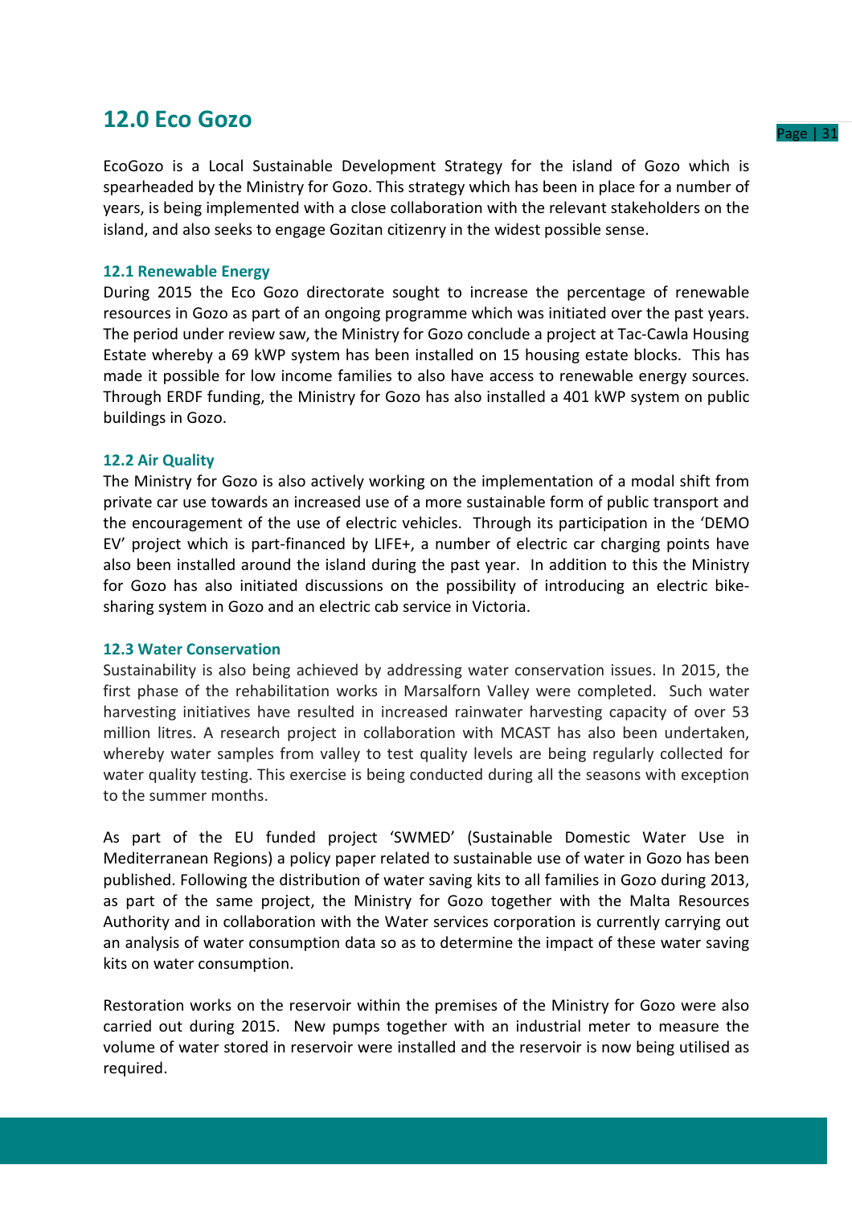## 12.0 Eco Gozo

EcoGozo is a Local Sustainable Development Strategy for the island of Gozo which is spearheaded by the Ministry for Gozo. This strategy which has been in place for a number of years, is being implemented with a close collaboration with the relevant stakeholders on the island, and also seeks to engage Gozitan citizenry in the widest possible sense.

### 12.1 Renewable Energy

During 2015 the Eco Gozo directorate sought to increase the percentage of renewable resources in Gozo as part of an ongoing programme which was initiated over the past years. The period under review saw, the Ministry for Gozo conclude a project at Tac-Cawla Housing Estate whereby a 69 kWP system has been installed on 15 housing estate blocks. This has made it possible for low income families to also have access to renewable energy sources. Through ERDF funding, the Ministry for Gozo has also installed a 401 kWP system on public buildings in Gozo.

### 12.2 Air Quality

The Ministry for Gozo is also actively working on the implementation of a modal shift from private car use towards an increased use of a more sustainable form of public transport and the encouragement of the use of electric vehicles. Through its participation in the 'DEMO EV' project which is part-financed by LIFE+, a number of electric car charging points have also been installed around the island during the past year. In addition to this the Ministry for Gozo has also initiated discussions on the possibility of introducing an electric bike-sharing system in Gozo and an electric cab service in Victoria.

### 12.3 Water Conservation

Sustainability is also being achieved by addressing water conservation issues. In 2015, the first phase of the rehabilitation works in Marsalforn Valley were completed. Such water harvesting initiatives have resulted in increased rainwater harvesting capacity of over 53 million litres. A research project in collaboration with MCAST has also been undertaken, whereby water samples from valley to test quality levels are being regularly collected for water quality testing. This exercise is being conducted during all the seasons with exception to the summer months.

As part of the EU funded project 'SWMED' (Sustainable Domestic Water Use in Mediterranean Regions) a policy paper related to sustainable use of water in Gozo has been published. Following the distribution of water saving kits to all families in Gozo during 2013, as part of the same project, the Ministry for Gozo together with the Malta Resources Authority and in collaboration with the Water services corporation is currently carrying out an analysis of water consumption data so as to determine the impact of these water saving kits on water consumption.

Restoration works on the reservoir within the premises of the Ministry for Gozo were also carried out during 2015. New pumps together with an industrial meter to measure the volume of water stored in reservoir were installed and the reservoir is now being utilised as required.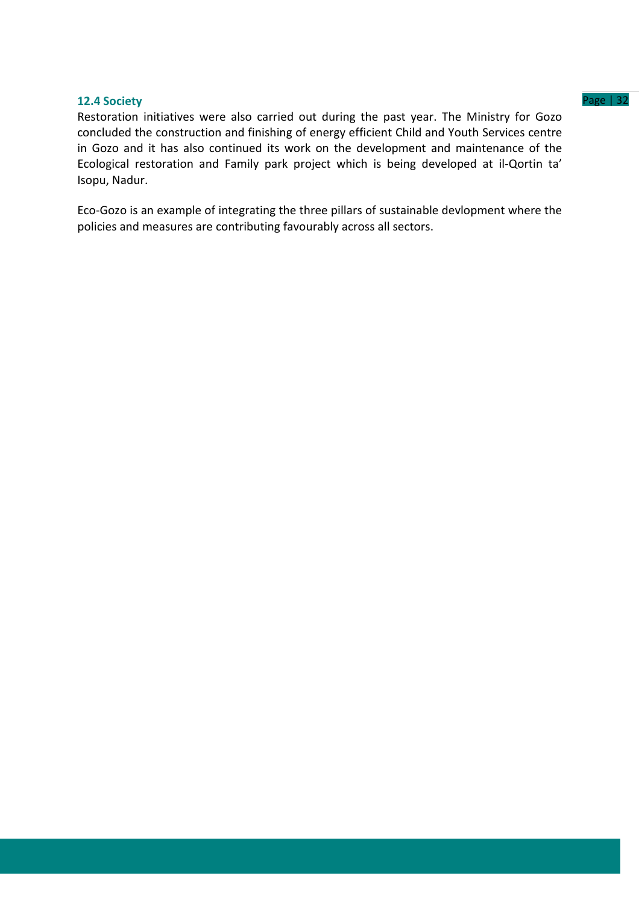### 12.4 Society

Restoration initiatives were also carried out during the past year. The Ministry for Gozo concluded the construction and finishing of energy efficient Child and Youth Services centre in Gozo and it has also continued its work on the development and maintenance of the Ecological restoration and Family park project which is being developed at il-Qortin ta' Isopu, Nadur.

Eco-Gozo is an example of integrating the three pillars of sustainable devlopment where the policies and measures are contributing favourably across all sectors.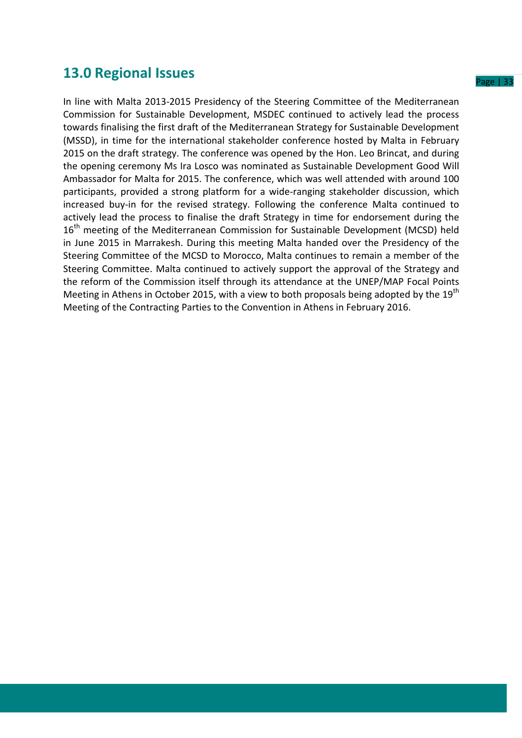# 13.0 Regional Issues

In line with Malta 2013-2015 Presidency of the Steering Committee of the Mediterranean Commission for Sustainable Development, MSDEC continued to actively lead the process towards finalising the first draft of the Mediterranean Strategy for Sustainable Development (MSSD), in time for the international stakeholder conference hosted by Malta in February 2015 on the draft strategy. The conference was opened by the Hon. Leo Brincat, and during the opening ceremony Ms Ira Losco was nominated as Sustainable Development Good Will Ambassador for Malta for 2015. The conference, which was well attended with around 100 participants, provided a strong platform for a wide-ranging stakeholder discussion, which increased buy-in for the revised strategy. Following the conference Malta continued to actively lead the process to finalise the draft Strategy in time for endorsement during the 16th meeting of the Mediterranean Commission for Sustainable Development (MCSD) held in June 2015 in Marrakesh. During this meeting Malta handed over the Presidency of the Steering Committee of the MCSD to Morocco, Malta continues to remain a member of the Steering Committee. Malta continued to actively support the approval of the Strategy and the reform of the Commission itself through its attendance at the UNEP/MAP Focal Points Meeting in Athens in October 2015, with a view to both proposals being adopted by the 19th Meeting of the Contracting Parties to the Convention in Athens in February 2016.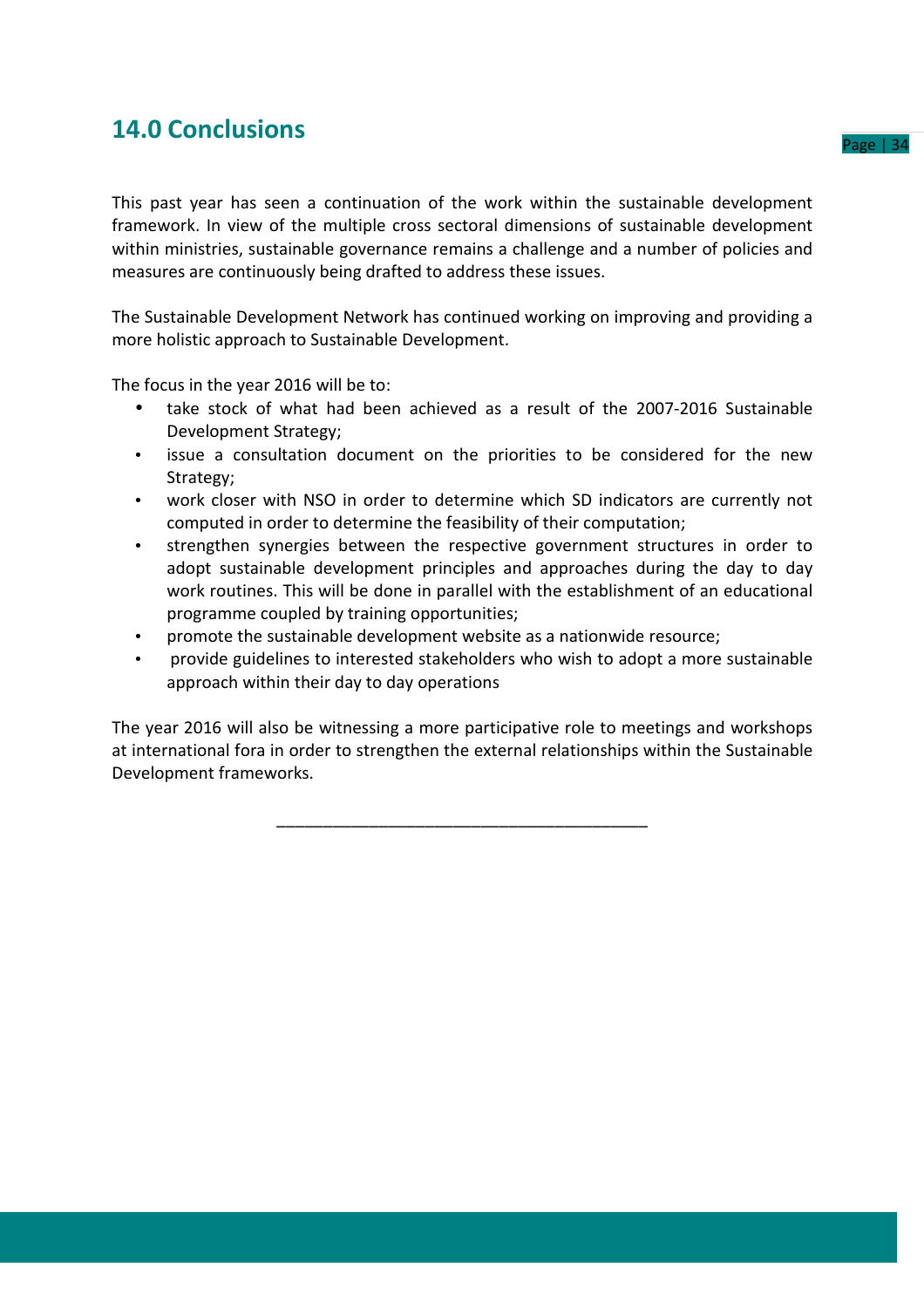## 14.0 Conclusions

This past year has seen a continuation of the work within the sustainable development framework. In view of the multiple cross sectoral dimensions of sustainable development within ministries, sustainable governance remains a challenge and a number of policies and measures are continuously being drafted to address these issues.

The Sustainable Development Network has continued working on improving and providing a more holistic approach to Sustainable Development.

The focus in the year 2016 will be to:

- take stock of what had been achieved as a result of the 2007-2016 Sustainable Development Strategy;
- issue a consultation document on the priorities to be considered for the new Strategy;
- work closer with NSO in order to determine which SD indicators are currently not computed in order to determine the feasibility of their computation;
- strengthen synergies between the respective government structures in order to adopt sustainable development principles and approaches during the day to day work routines. This will be done in parallel with the establishment of an educational programme coupled by training opportunities;
- promote the sustainable development website as a nationwide resource;
- provide guidelines to interested stakeholders who wish to adopt a more sustainable approach within their day to day operations

The year 2016 will also be witnessing a more participative role to meetings and workshops at international fora in order to strengthen the external relationships within the Sustainable Development frameworks.

---